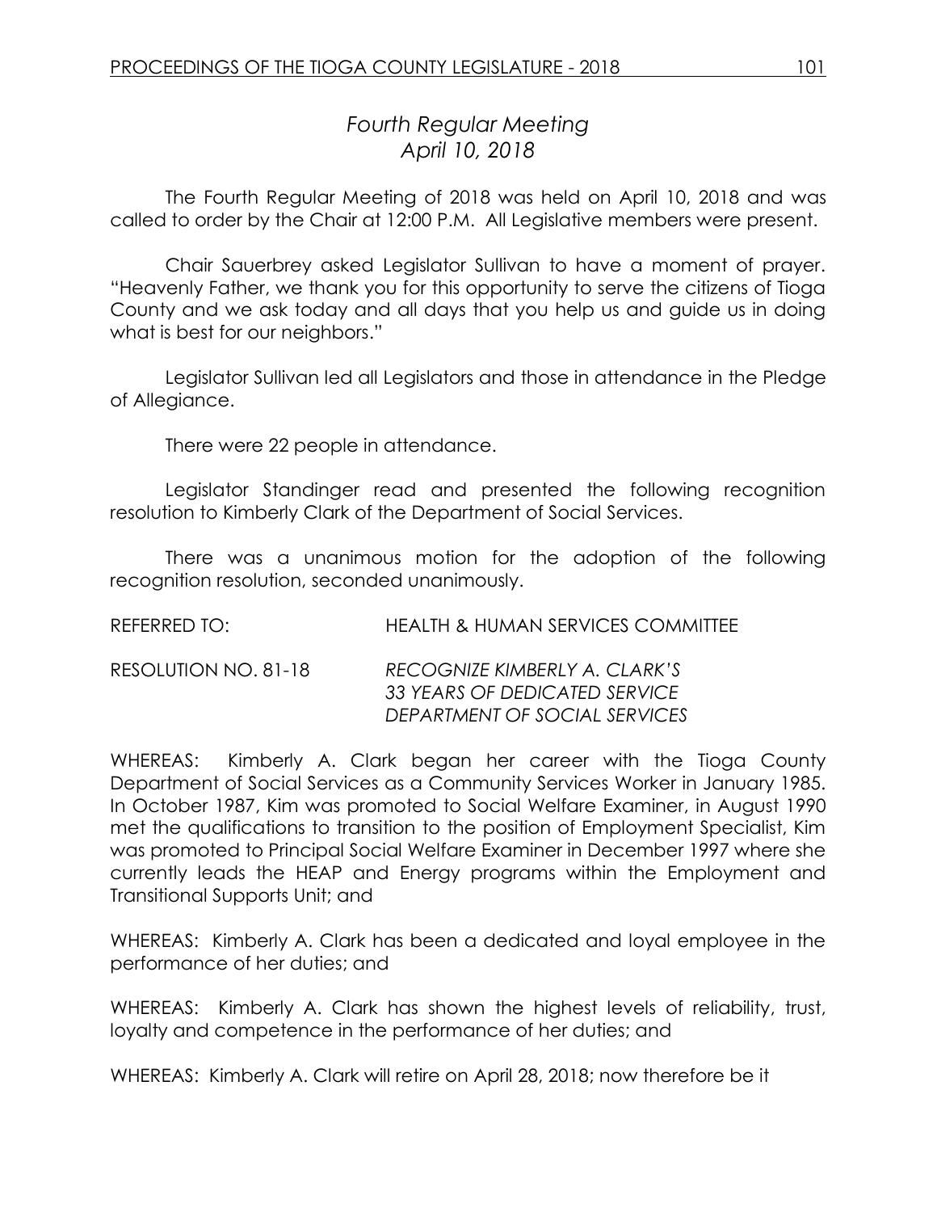# *Fourth Regular Meeting*
# *April 10, 2018*

The Fourth Regular Meeting of 2018 was held on April 10, 2018 and was called to order by the Chair at 12:00 P.M. All Legislative members were present.

Chair Sauerbrey asked Legislator Sullivan to have a moment of prayer. "Heavenly Father, we thank you for this opportunity to serve the citizens of Tioga County and we ask today and all days that you help us and guide us in doing what is best for our neighbors."

Legislator Sullivan led all Legislators and those in attendance in the Pledge of Allegiance.

There were 22 people in attendance.

Legislator Standinger read and presented the following recognition resolution to Kimberly Clark of the Department of Social Services.

There was a unanimous motion for the adoption of the following recognition resolution, seconded unanimously.

REFERRED TO: HEALTH & HUMAN SERVICES COMMITTEE

RESOLUTION NO. 81-18 *RECOGNIZE KIMBERLY A. CLARK'S 33 YEARS OF DEDICATED SERVICE DEPARTMENT OF SOCIAL SERVICES*

WHEREAS: Kimberly A. Clark began her career with the Tioga County Department of Social Services as a Community Services Worker in January 1985. In October 1987, Kim was promoted to Social Welfare Examiner, in August 1990 met the qualifications to transition to the position of Employment Specialist, Kim was promoted to Principal Social Welfare Examiner in December 1997 where she currently leads the HEAP and Energy programs within the Employment and Transitional Supports Unit; and

WHEREAS: Kimberly A. Clark has been a dedicated and loyal employee in the performance of her duties; and

WHEREAS: Kimberly A. Clark has shown the highest levels of reliability, trust, loyalty and competence in the performance of her duties; and

WHEREAS: Kimberly A. Clark will retire on April 28, 2018; now therefore be it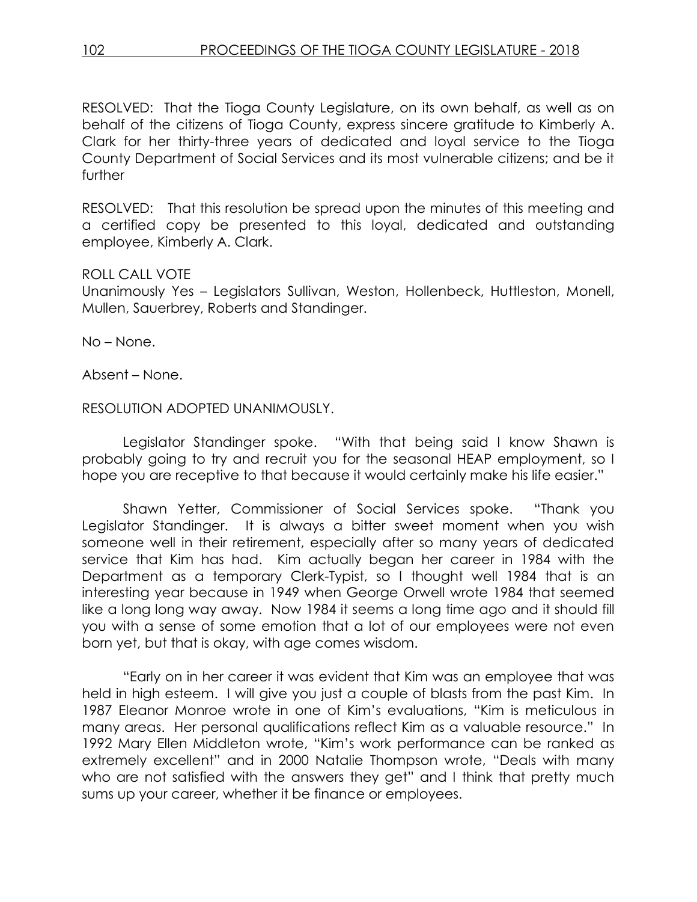RESOLVED: That the Tioga County Legislature, on its own behalf, as well as on behalf of the citizens of Tioga County, express sincere gratitude to Kimberly A. Clark for her thirty-three years of dedicated and loyal service to the Tioga County Department of Social Services and its most vulnerable citizens; and be it further

RESOLVED: That this resolution be spread upon the minutes of this meeting and a certified copy be presented to this loyal, dedicated and outstanding employee, Kimberly A. Clark.

ROLL CALL VOTE
Unanimously Yes – Legislators Sullivan, Weston, Hollenbeck, Huttleston, Monell, Mullen, Sauerbrey, Roberts and Standinger.

No – None.

Absent – None.

RESOLUTION ADOPTED UNANIMOUSLY.

Legislator Standinger spoke. "With that being said I know Shawn is probably going to try and recruit you for the seasonal HEAP employment, so I hope you are receptive to that because it would certainly make his life easier."

Shawn Yetter, Commissioner of Social Services spoke. "Thank you Legislator Standinger. It is always a bitter sweet moment when you wish someone well in their retirement, especially after so many years of dedicated service that Kim has had. Kim actually began her career in 1984 with the Department as a temporary Clerk-Typist, so I thought well 1984 that is an interesting year because in 1949 when George Orwell wrote 1984 that seemed like a long long way away. Now 1984 it seems a long time ago and it should fill you with a sense of some emotion that a lot of our employees were not even born yet, but that is okay, with age comes wisdom.

"Early on in her career it was evident that Kim was an employee that was held in high esteem. I will give you just a couple of blasts from the past Kim. In 1987 Eleanor Monroe wrote in one of Kim's evaluations, "Kim is meticulous in many areas. Her personal qualifications reflect Kim as a valuable resource." In 1992 Mary Ellen Middleton wrote, "Kim's work performance can be ranked as extremely excellent" and in 2000 Natalie Thompson wrote, "Deals with many who are not satisfied with the answers they get" and I think that pretty much sums up your career, whether it be finance or employees.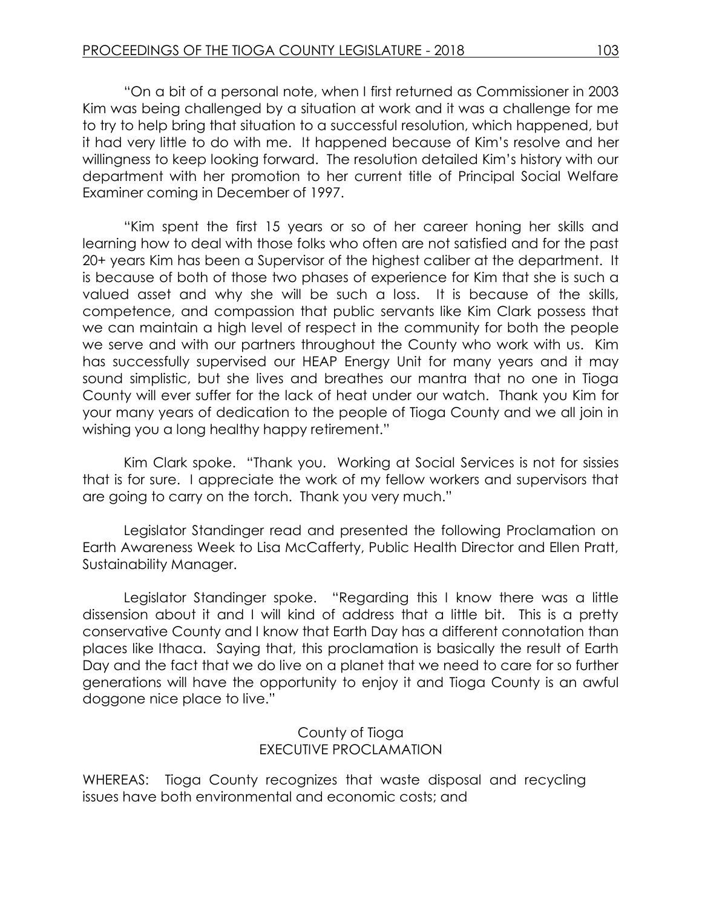"On a bit of a personal note, when I first returned as Commissioner in 2003 Kim was being challenged by a situation at work and it was a challenge for me to try to help bring that situation to a successful resolution, which happened, but it had very little to do with me. It happened because of Kim's resolve and her willingness to keep looking forward. The resolution detailed Kim's history with our department with her promotion to her current title of Principal Social Welfare Examiner coming in December of 1997.

"Kim spent the first 15 years or so of her career honing her skills and learning how to deal with those folks who often are not satisfied and for the past 20+ years Kim has been a Supervisor of the highest caliber at the department. It is because of both of those two phases of experience for Kim that she is such a valued asset and why she will be such a loss. It is because of the skills, competence, and compassion that public servants like Kim Clark possess that we can maintain a high level of respect in the community for both the people we serve and with our partners throughout the County who work with us. Kim has successfully supervised our HEAP Energy Unit for many years and it may sound simplistic, but she lives and breathes our mantra that no one in Tioga County will ever suffer for the lack of heat under our watch. Thank you Kim for your many years of dedication to the people of Tioga County and we all join in wishing you a long healthy happy retirement."

Kim Clark spoke. "Thank you. Working at Social Services is not for sissies that is for sure. I appreciate the work of my fellow workers and supervisors that are going to carry on the torch. Thank you very much."

Legislator Standinger read and presented the following Proclamation on Earth Awareness Week to Lisa McCafferty, Public Health Director and Ellen Pratt, Sustainability Manager.

Legislator Standinger spoke. "Regarding this I know there was a little dissension about it and I will kind of address that a little bit. This is a pretty conservative County and I know that Earth Day has a different connotation than places like Ithaca. Saying that, this proclamation is basically the result of Earth Day and the fact that we do live on a planet that we need to care for so further generations will have the opportunity to enjoy it and Tioga County is an awful doggone nice place to live."

County of Tioga
EXECUTIVE PROCLAMATION

WHEREAS: Tioga County recognizes that waste disposal and recycling issues have both environmental and economic costs; and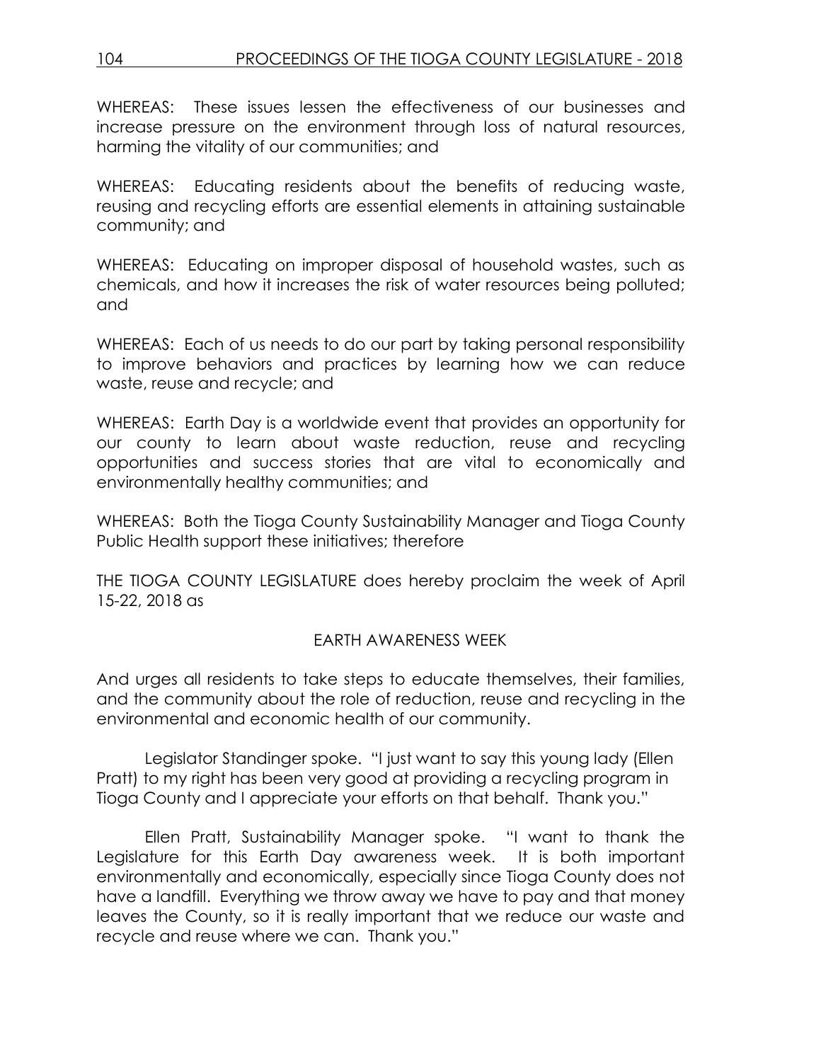WHEREAS: These issues lessen the effectiveness of our businesses and increase pressure on the environment through loss of natural resources, harming the vitality of our communities; and

WHEREAS: Educating residents about the benefits of reducing waste, reusing and recycling efforts are essential elements in attaining sustainable community; and

WHEREAS: Educating on improper disposal of household wastes, such as chemicals, and how it increases the risk of water resources being polluted; and

WHEREAS: Each of us needs to do our part by taking personal responsibility to improve behaviors and practices by learning how we can reduce waste, reuse and recycle; and

WHEREAS: Earth Day is a worldwide event that provides an opportunity for our county to learn about waste reduction, reuse and recycling opportunities and success stories that are vital to economically and environmentally healthy communities; and

WHEREAS: Both the Tioga County Sustainability Manager and Tioga County Public Health support these initiatives; therefore

THE TIOGA COUNTY LEGISLATURE does hereby proclaim the week of April 15-22, 2018 as

EARTH AWARENESS WEEK

And urges all residents to take steps to educate themselves, their families, and the community about the role of reduction, reuse and recycling in the environmental and economic health of our community.

Legislator Standinger spoke. "I just want to say this young lady (Ellen Pratt) to my right has been very good at providing a recycling program in Tioga County and I appreciate your efforts on that behalf. Thank you."

Ellen Pratt, Sustainability Manager spoke. "I want to thank the Legislature for this Earth Day awareness week. It is both important environmentally and economically, especially since Tioga County does not have a landfill. Everything we throw away we have to pay and that money leaves the County, so it is really important that we reduce our waste and recycle and reuse where we can. Thank you."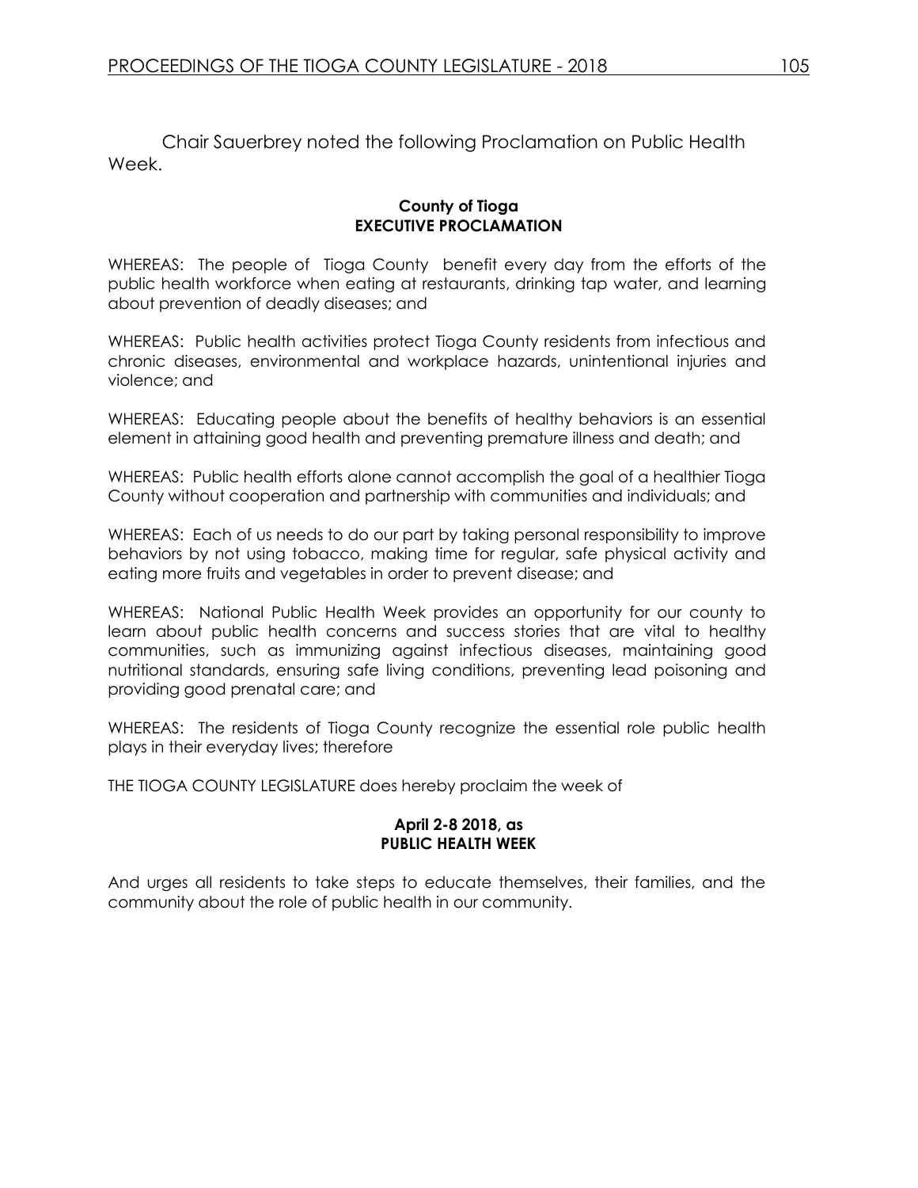Chair Sauerbrey noted the following Proclamation on Public Health Week.

**County of Tioga**
**EXECUTIVE PROCLAMATION**

WHEREAS: The people of Tioga County benefit every day from the efforts of the public health workforce when eating at restaurants, drinking tap water, and learning about prevention of deadly diseases; and

WHEREAS: Public health activities protect Tioga County residents from infectious and chronic diseases, environmental and workplace hazards, unintentional injuries and violence; and

WHEREAS: Educating people about the benefits of healthy behaviors is an essential element in attaining good health and preventing premature illness and death; and

WHEREAS: Public health efforts alone cannot accomplish the goal of a healthier Tioga County without cooperation and partnership with communities and individuals; and

WHEREAS: Each of us needs to do our part by taking personal responsibility to improve behaviors by not using tobacco, making time for regular, safe physical activity and eating more fruits and vegetables in order to prevent disease; and

WHEREAS: National Public Health Week provides an opportunity for our county to learn about public health concerns and success stories that are vital to healthy communities, such as immunizing against infectious diseases, maintaining good nutritional standards, ensuring safe living conditions, preventing lead poisoning and providing good prenatal care; and

WHEREAS: The residents of Tioga County recognize the essential role public health plays in their everyday lives; therefore

THE TIOGA COUNTY LEGISLATURE does hereby proclaim the week of

**April 2-8 2018, as**
**PUBLIC HEALTH WEEK**

And urges all residents to take steps to educate themselves, their families, and the community about the role of public health in our community.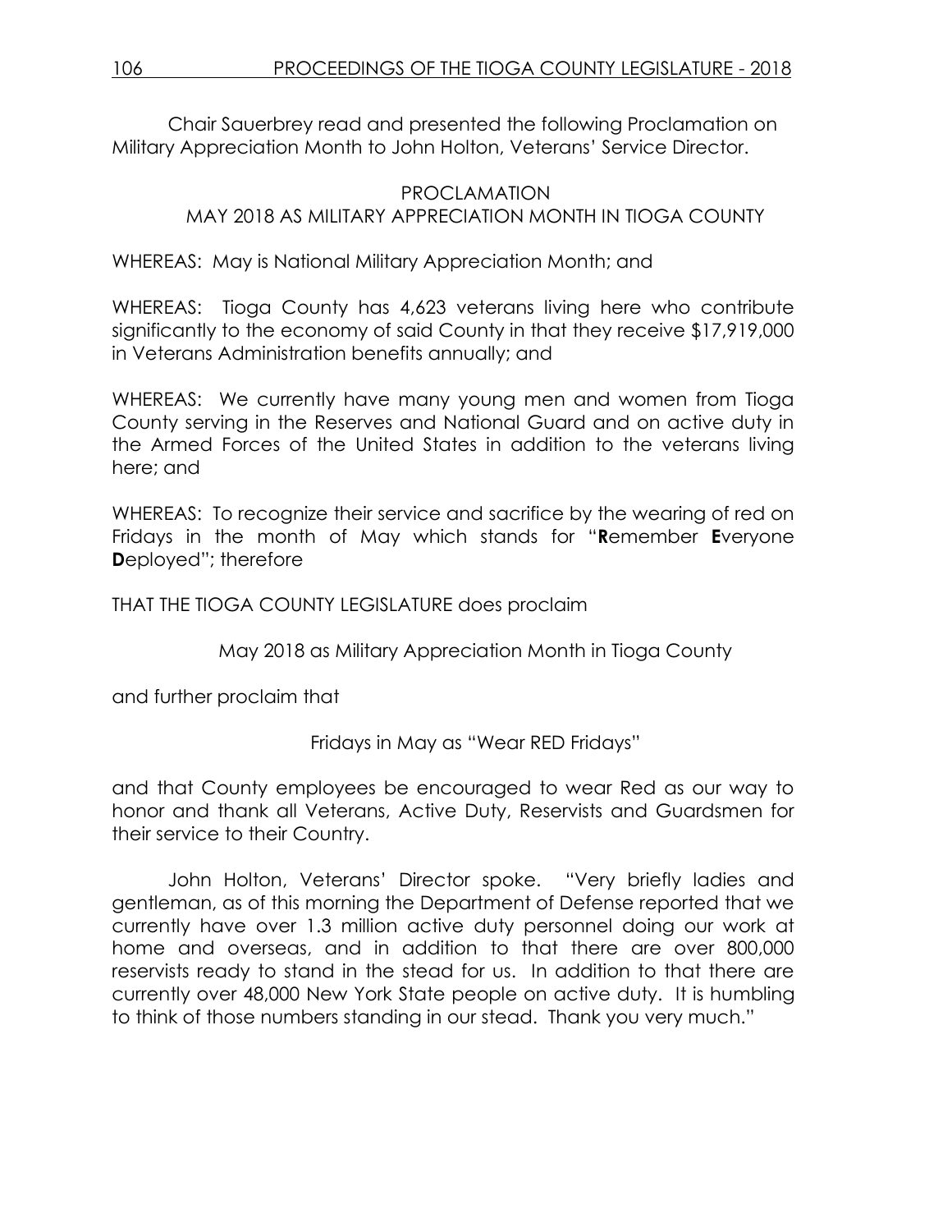Chair Sauerbrey read and presented the following Proclamation on Military Appreciation Month to John Holton, Veterans' Service Director.

PROCLAMATION
MAY 2018 AS MILITARY APPRECIATION MONTH IN TIOGA COUNTY

WHEREAS: May is National Military Appreciation Month; and

WHEREAS: Tioga County has 4,623 veterans living here who contribute significantly to the economy of said County in that they receive $17,919,000 in Veterans Administration benefits annually; and

WHEREAS: We currently have many young men and women from Tioga County serving in the Reserves and National Guard and on active duty in the Armed Forces of the United States in addition to the veterans living here; and

WHEREAS: To recognize their service and sacrifice by the wearing of red on Fridays in the month of May which stands for "**R**emember **E**veryone **D**eployed"; therefore

THAT THE TIOGA COUNTY LEGISLATURE does proclaim

May 2018 as Military Appreciation Month in Tioga County

and further proclaim that

Fridays in May as "Wear RED Fridays"

and that County employees be encouraged to wear Red as our way to honor and thank all Veterans, Active Duty, Reservists and Guardsmen for their service to their Country.

John Holton, Veterans' Director spoke. "Very briefly ladies and gentleman, as of this morning the Department of Defense reported that we currently have over 1.3 million active duty personnel doing our work at home and overseas, and in addition to that there are over 800,000 reservists ready to stand in the stead for us. In addition to that there are currently over 48,000 New York State people on active duty. It is humbling to think of those numbers standing in our stead. Thank you very much."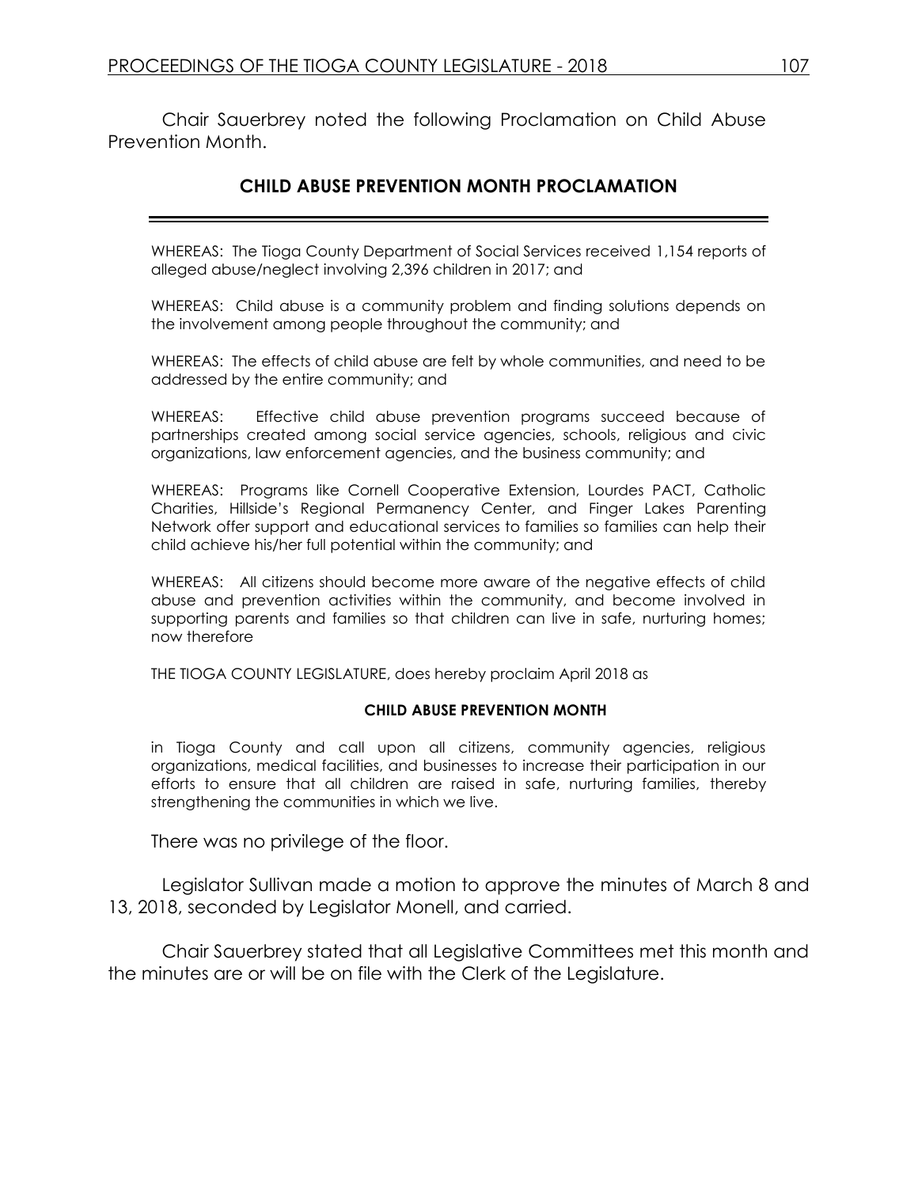Chair Sauerbrey noted the following Proclamation on Child Abuse Prevention Month.

## CHILD ABUSE PREVENTION MONTH PROCLAMATION

---

WHEREAS: The Tioga County Department of Social Services received 1,154 reports of alleged abuse/neglect involving 2,396 children in 2017; and

WHEREAS: Child abuse is a community problem and finding solutions depends on the involvement among people throughout the community; and

WHEREAS: The effects of child abuse are felt by whole communities, and need to be addressed by the entire community; and

WHEREAS: Effective child abuse prevention programs succeed because of partnerships created among social service agencies, schools, religious and civic organizations, law enforcement agencies, and the business community; and

WHEREAS: Programs like Cornell Cooperative Extension, Lourdes PACT, Catholic Charities, Hillside's Regional Permanency Center, and Finger Lakes Parenting Network offer support and educational services to families so families can help their child achieve his/her full potential within the community; and

WHEREAS: All citizens should become more aware of the negative effects of child abuse and prevention activities within the community, and become involved in supporting parents and families so that children can live in safe, nurturing homes; now therefore

THE TIOGA COUNTY LEGISLATURE, does hereby proclaim April 2018 as

**CHILD ABUSE PREVENTION MONTH**

in Tioga County and call upon all citizens, community agencies, religious organizations, medical facilities, and businesses to increase their participation in our efforts to ensure that all children are raised in safe, nurturing families, thereby strengthening the communities in which we live.

There was no privilege of the floor.

Legislator Sullivan made a motion to approve the minutes of March 8 and 13, 2018, seconded by Legislator Monell, and carried.

Chair Sauerbrey stated that all Legislative Committees met this month and the minutes are or will be on file with the Clerk of the Legislature.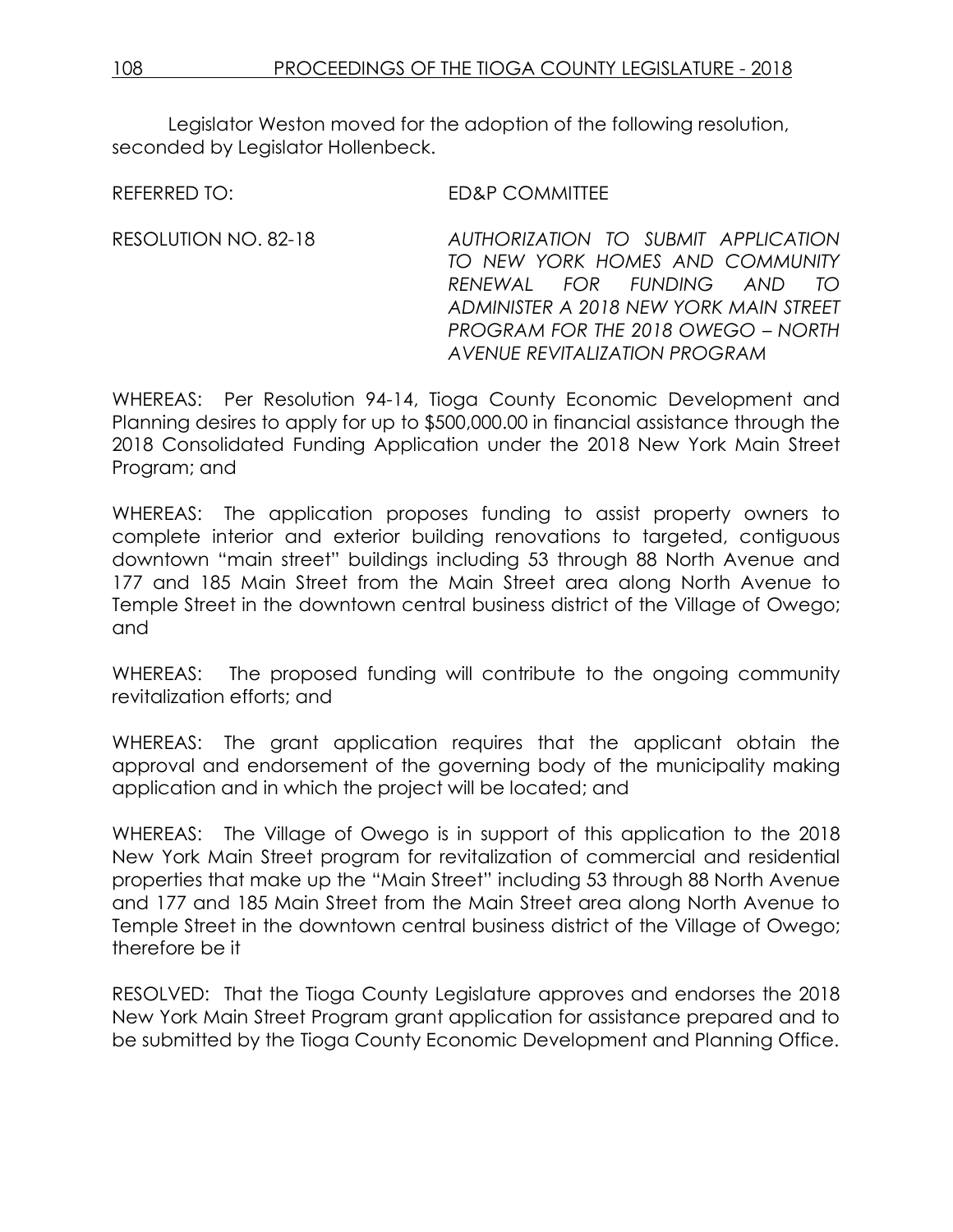Legislator Weston moved for the adoption of the following resolution, seconded by Legislator Hollenbeck.

REFERRED TO: ED&P COMMITTEE

RESOLUTION NO. 82-18 *AUTHORIZATION TO SUBMIT APPLICATION TO NEW YORK HOMES AND COMMUNITY RENEWAL FOR FUNDING AND TO ADMINISTER A 2018 NEW YORK MAIN STREET PROGRAM FOR THE 2018 OWEGO – NORTH AVENUE REVITALIZATION PROGRAM*

WHEREAS: Per Resolution 94-14, Tioga County Economic Development and Planning desires to apply for up to $500,000.00 in financial assistance through the 2018 Consolidated Funding Application under the 2018 New York Main Street Program; and

WHEREAS: The application proposes funding to assist property owners to complete interior and exterior building renovations to targeted, contiguous downtown "main street" buildings including 53 through 88 North Avenue and 177 and 185 Main Street from the Main Street area along North Avenue to Temple Street in the downtown central business district of the Village of Owego; and

WHEREAS: The proposed funding will contribute to the ongoing community revitalization efforts; and

WHEREAS: The grant application requires that the applicant obtain the approval and endorsement of the governing body of the municipality making application and in which the project will be located; and

WHEREAS: The Village of Owego is in support of this application to the 2018 New York Main Street program for revitalization of commercial and residential properties that make up the "Main Street" including 53 through 88 North Avenue and 177 and 185 Main Street from the Main Street area along North Avenue to Temple Street in the downtown central business district of the Village of Owego; therefore be it

RESOLVED: That the Tioga County Legislature approves and endorses the 2018 New York Main Street Program grant application for assistance prepared and to be submitted by the Tioga County Economic Development and Planning Office.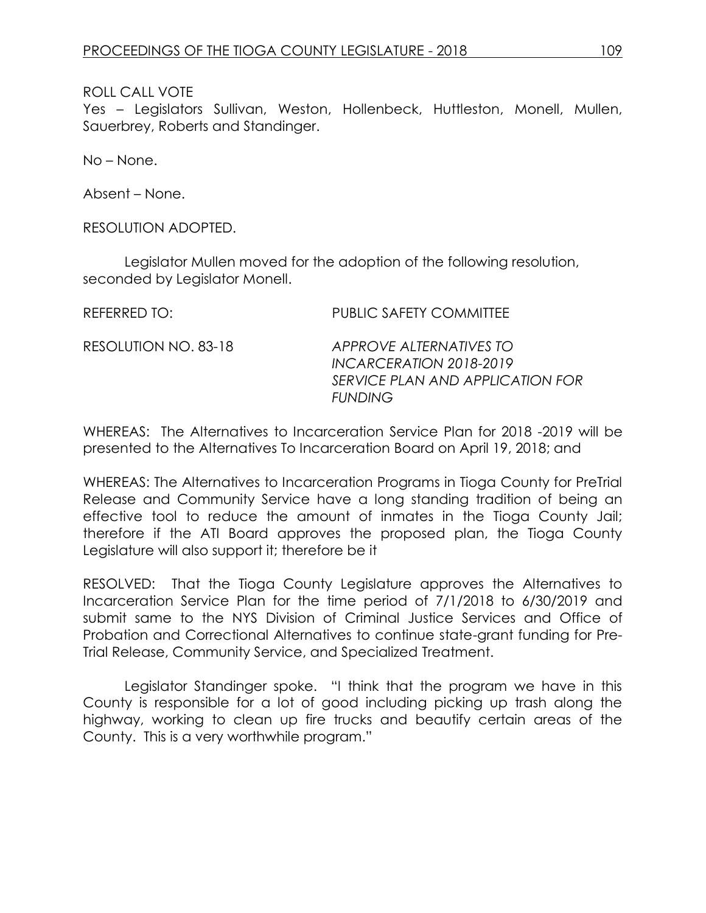ROLL CALL VOTE
Yes – Legislators Sullivan, Weston, Hollenbeck, Huttleston, Monell, Mullen, Sauerbrey, Roberts and Standinger.

No – None.

Absent – None.

RESOLUTION ADOPTED.

Legislator Mullen moved for the adoption of the following resolution, seconded by Legislator Monell.

REFERRED TO: PUBLIC SAFETY COMMITTEE

RESOLUTION NO. 83-18 *APPROVE ALTERNATIVES TO INCARCERATION 2018-2019 SERVICE PLAN AND APPLICATION FOR FUNDING*

WHEREAS: The Alternatives to Incarceration Service Plan for 2018 -2019 will be presented to the Alternatives To Incarceration Board on April 19, 2018; and

WHEREAS: The Alternatives to Incarceration Programs in Tioga County for PreTrial Release and Community Service have a long standing tradition of being an effective tool to reduce the amount of inmates in the Tioga County Jail; therefore if the ATI Board approves the proposed plan, the Tioga County Legislature will also support it; therefore be it

RESOLVED: That the Tioga County Legislature approves the Alternatives to Incarceration Service Plan for the time period of 7/1/2018 to 6/30/2019 and submit same to the NYS Division of Criminal Justice Services and Office of Probation and Correctional Alternatives to continue state-grant funding for Pre-Trial Release, Community Service, and Specialized Treatment.

Legislator Standinger spoke. "I think that the program we have in this County is responsible for a lot of good including picking up trash along the highway, working to clean up fire trucks and beautify certain areas of the County. This is a very worthwhile program."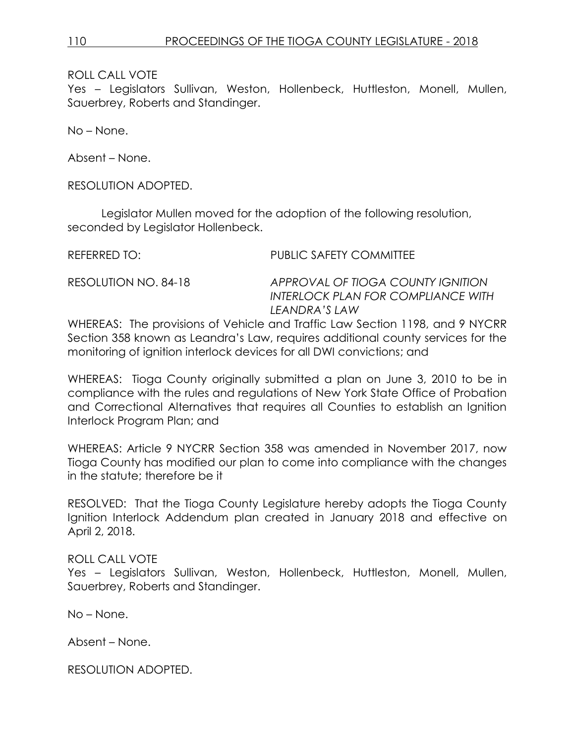ROLL CALL VOTE
Yes – Legislators Sullivan, Weston, Hollenbeck, Huttleston, Monell, Mullen, Sauerbrey, Roberts and Standinger.

No – None.

Absent – None.

RESOLUTION ADOPTED.

Legislator Mullen moved for the adoption of the following resolution, seconded by Legislator Hollenbeck.

REFERRED TO: PUBLIC SAFETY COMMITTEE

RESOLUTION NO. 84-18 *APPROVAL OF TIOGA COUNTY IGNITION INTERLOCK PLAN FOR COMPLIANCE WITH LEANDRA'S LAW*

WHEREAS: The provisions of Vehicle and Traffic Law Section 1198, and 9 NYCRR Section 358 known as Leandra's Law, requires additional county services for the monitoring of ignition interlock devices for all DWI convictions; and

WHEREAS: Tioga County originally submitted a plan on June 3, 2010 to be in compliance with the rules and regulations of New York State Office of Probation and Correctional Alternatives that requires all Counties to establish an Ignition Interlock Program Plan; and

WHEREAS: Article 9 NYCRR Section 358 was amended in November 2017, now Tioga County has modified our plan to come into compliance with the changes in the statute; therefore be it

RESOLVED: That the Tioga County Legislature hereby adopts the Tioga County Ignition Interlock Addendum plan created in January 2018 and effective on April 2, 2018.

ROLL CALL VOTE
Yes – Legislators Sullivan, Weston, Hollenbeck, Huttleston, Monell, Mullen, Sauerbrey, Roberts and Standinger.

No – None.

Absent – None.

RESOLUTION ADOPTED.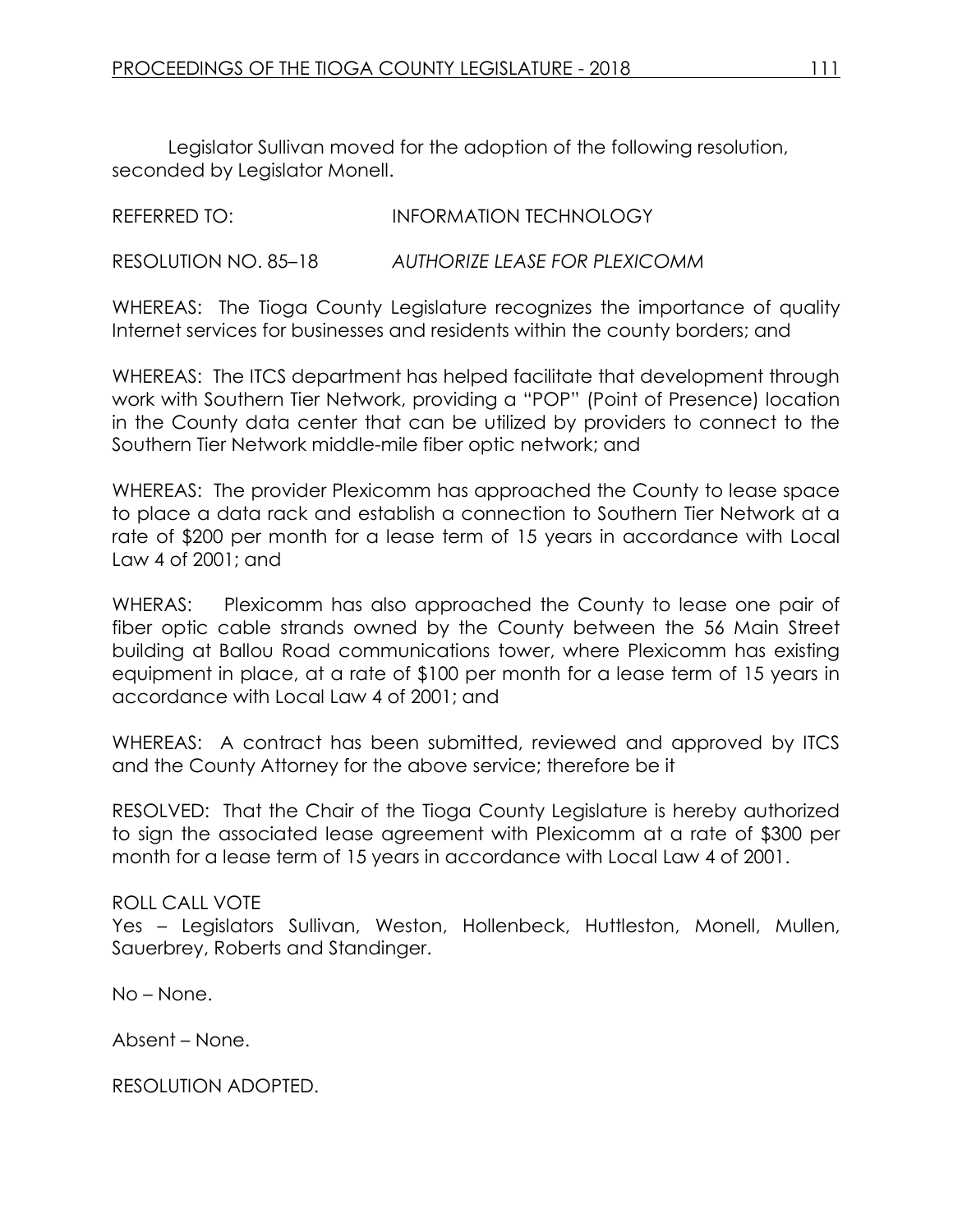Legislator Sullivan moved for the adoption of the following resolution, seconded by Legislator Monell.

REFERRED TO: INFORMATION TECHNOLOGY

RESOLUTION NO. 85–18 *AUTHORIZE LEASE FOR PLEXICOMM*

WHEREAS: The Tioga County Legislature recognizes the importance of quality Internet services for businesses and residents within the county borders; and

WHEREAS: The ITCS department has helped facilitate that development through work with Southern Tier Network, providing a "POP" (Point of Presence) location in the County data center that can be utilized by providers to connect to the Southern Tier Network middle-mile fiber optic network; and

WHEREAS: The provider Plexicomm has approached the County to lease space to place a data rack and establish a connection to Southern Tier Network at a rate of $200 per month for a lease term of 15 years in accordance with Local Law 4 of 2001; and

WHERAS: Plexicomm has also approached the County to lease one pair of fiber optic cable strands owned by the County between the 56 Main Street building at Ballou Road communications tower, where Plexicomm has existing equipment in place, at a rate of $100 per month for a lease term of 15 years in accordance with Local Law 4 of 2001; and

WHEREAS: A contract has been submitted, reviewed and approved by ITCS and the County Attorney for the above service; therefore be it

RESOLVED: That the Chair of the Tioga County Legislature is hereby authorized to sign the associated lease agreement with Plexicomm at a rate of $300 per month for a lease term of 15 years in accordance with Local Law 4 of 2001.

ROLL CALL VOTE
Yes – Legislators Sullivan, Weston, Hollenbeck, Huttleston, Monell, Mullen, Sauerbrey, Roberts and Standinger.

No – None.

Absent – None.

RESOLUTION ADOPTED.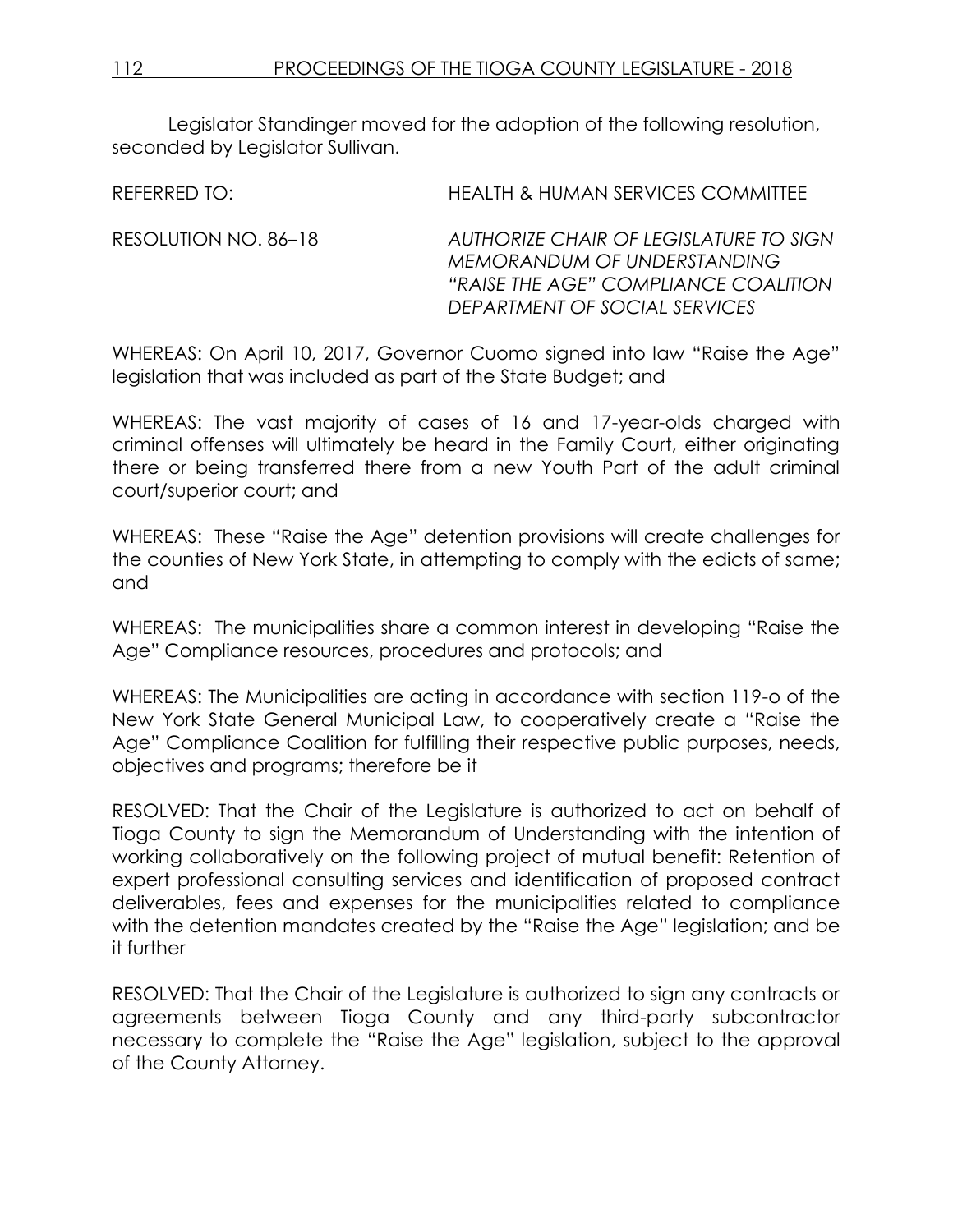Legislator Standinger moved for the adoption of the following resolution, seconded by Legislator Sullivan.

REFERRED TO: HEALTH & HUMAN SERVICES COMMITTEE

RESOLUTION NO. 86–18 *AUTHORIZE CHAIR OF LEGISLATURE TO SIGN MEMORANDUM OF UNDERSTANDING "RAISE THE AGE" COMPLIANCE COALITION DEPARTMENT OF SOCIAL SERVICES*

WHEREAS: On April 10, 2017, Governor Cuomo signed into law "Raise the Age" legislation that was included as part of the State Budget; and

WHEREAS: The vast majority of cases of 16 and 17-year-olds charged with criminal offenses will ultimately be heard in the Family Court, either originating there or being transferred there from a new Youth Part of the adult criminal court/superior court; and

WHEREAS: These "Raise the Age" detention provisions will create challenges for the counties of New York State, in attempting to comply with the edicts of same; and

WHEREAS: The municipalities share a common interest in developing "Raise the Age" Compliance resources, procedures and protocols; and

WHEREAS: The Municipalities are acting in accordance with section 119-o of the New York State General Municipal Law, to cooperatively create a "Raise the Age" Compliance Coalition for fulfilling their respective public purposes, needs, objectives and programs; therefore be it

RESOLVED: That the Chair of the Legislature is authorized to act on behalf of Tioga County to sign the Memorandum of Understanding with the intention of working collaboratively on the following project of mutual benefit: Retention of expert professional consulting services and identification of proposed contract deliverables, fees and expenses for the municipalities related to compliance with the detention mandates created by the "Raise the Age" legislation; and be it further

RESOLVED: That the Chair of the Legislature is authorized to sign any contracts or agreements between Tioga County and any third-party subcontractor necessary to complete the "Raise the Age" legislation, subject to the approval of the County Attorney.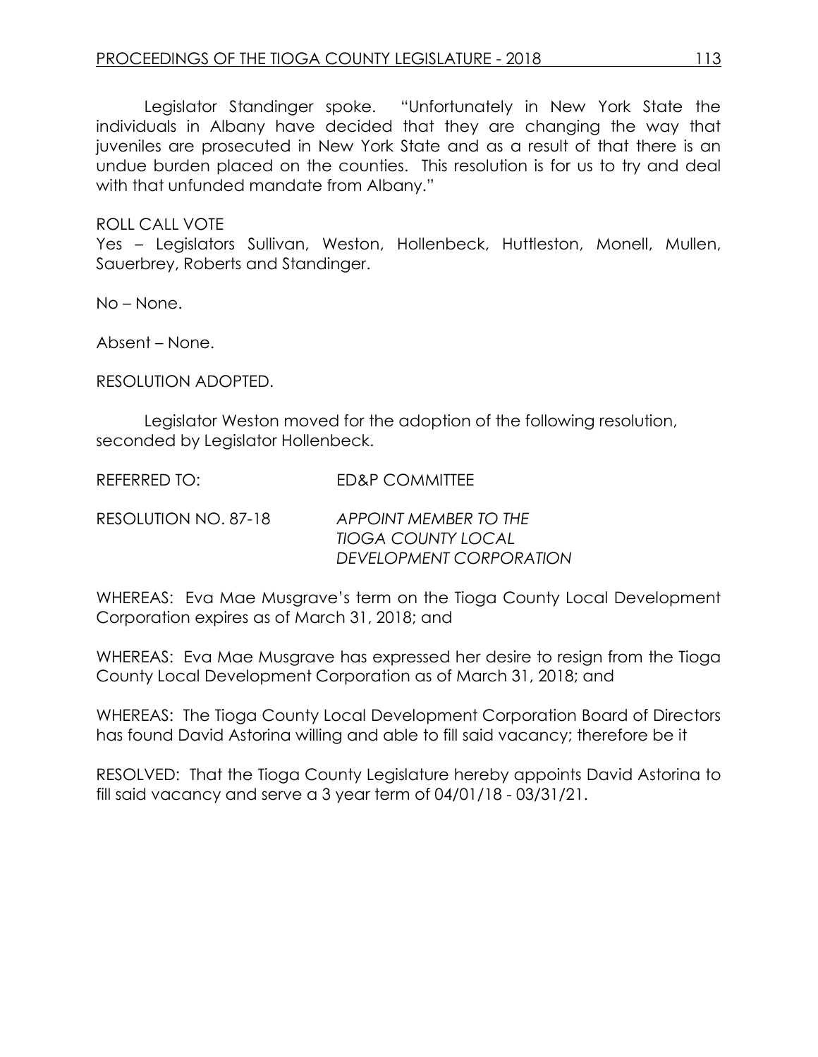Legislator Standinger spoke. "Unfortunately in New York State the individuals in Albany have decided that they are changing the way that juveniles are prosecuted in New York State and as a result of that there is an undue burden placed on the counties. This resolution is for us to try and deal with that unfunded mandate from Albany."

ROLL CALL VOTE
Yes – Legislators Sullivan, Weston, Hollenbeck, Huttleston, Monell, Mullen, Sauerbrey, Roberts and Standinger.

No – None.

Absent – None.

RESOLUTION ADOPTED.

Legislator Weston moved for the adoption of the following resolution, seconded by Legislator Hollenbeck.

REFERRED TO: ED&P COMMITTEE

RESOLUTION NO. 87-18 *APPOINT MEMBER TO THE TIOGA COUNTY LOCAL DEVELOPMENT CORPORATION*

WHEREAS: Eva Mae Musgrave's term on the Tioga County Local Development Corporation expires as of March 31, 2018; and

WHEREAS: Eva Mae Musgrave has expressed her desire to resign from the Tioga County Local Development Corporation as of March 31, 2018; and

WHEREAS: The Tioga County Local Development Corporation Board of Directors has found David Astorina willing and able to fill said vacancy; therefore be it

RESOLVED: That the Tioga County Legislature hereby appoints David Astorina to fill said vacancy and serve a 3 year term of 04/01/18 - 03/31/21.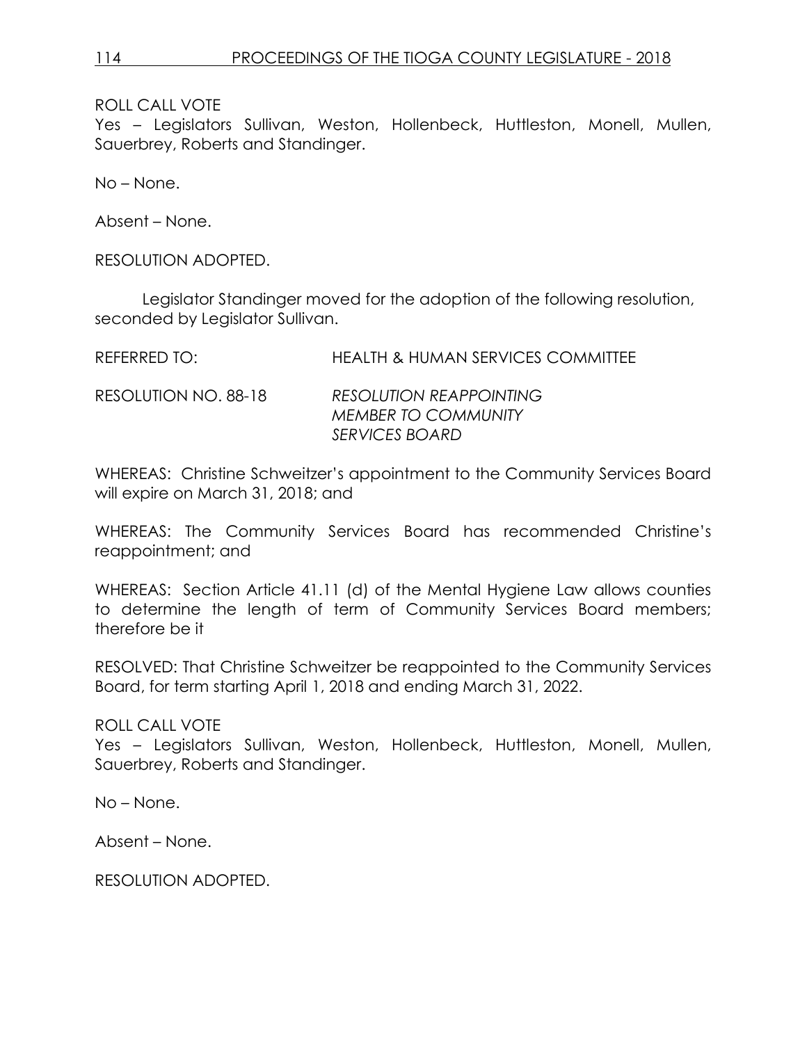ROLL CALL VOTE
Yes – Legislators Sullivan, Weston, Hollenbeck, Huttleston, Monell, Mullen, Sauerbrey, Roberts and Standinger.

No – None.

Absent – None.

RESOLUTION ADOPTED.

Legislator Standinger moved for the adoption of the following resolution, seconded by Legislator Sullivan.

REFERRED TO: HEALTH & HUMAN SERVICES COMMITTEE

RESOLUTION NO. 88-18 *RESOLUTION REAPPOINTING MEMBER TO COMMUNITY SERVICES BOARD*

WHEREAS: Christine Schweitzer's appointment to the Community Services Board will expire on March 31, 2018; and

WHEREAS: The Community Services Board has recommended Christine's reappointment; and

WHEREAS: Section Article 41.11 (d) of the Mental Hygiene Law allows counties to determine the length of term of Community Services Board members; therefore be it

RESOLVED: That Christine Schweitzer be reappointed to the Community Services Board, for term starting April 1, 2018 and ending March 31, 2022.

ROLL CALL VOTE
Yes – Legislators Sullivan, Weston, Hollenbeck, Huttleston, Monell, Mullen, Sauerbrey, Roberts and Standinger.

No – None.

Absent – None.

RESOLUTION ADOPTED.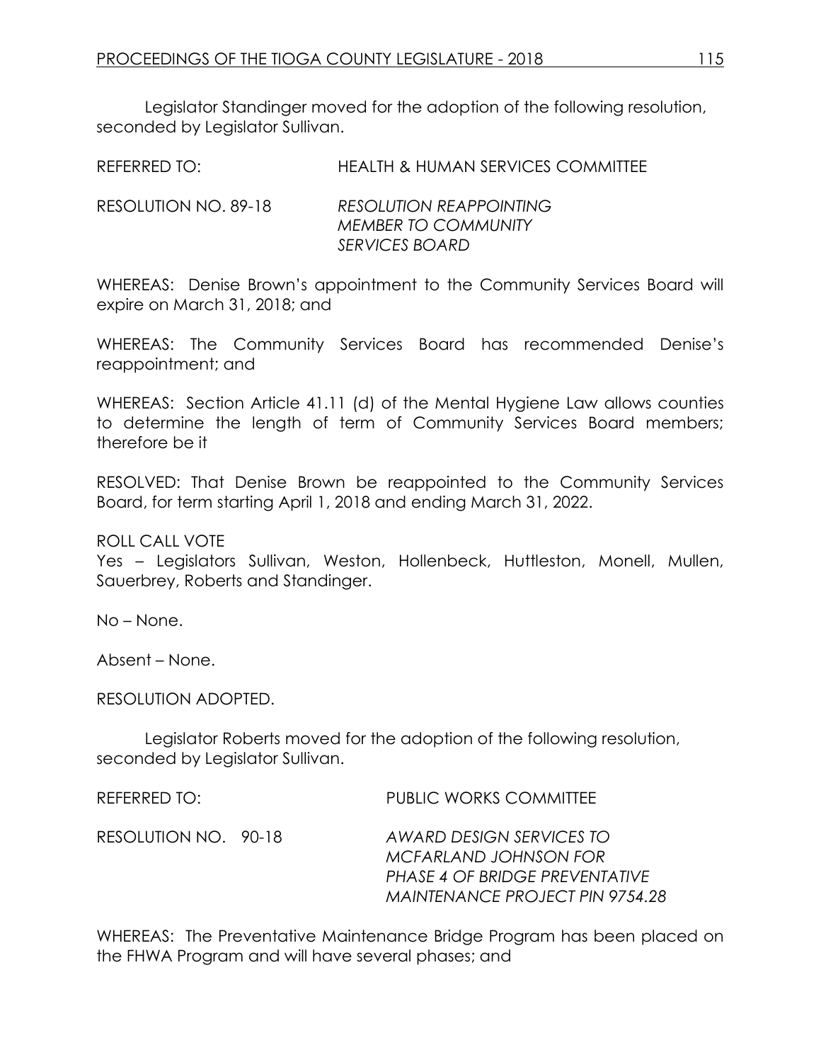Legislator Standinger moved for the adoption of the following resolution, seconded by Legislator Sullivan.

REFERRED TO: HEALTH & HUMAN SERVICES COMMITTEE

RESOLUTION NO. 89-18 *RESOLUTION REAPPOINTING MEMBER TO COMMUNITY SERVICES BOARD*

WHEREAS: Denise Brown's appointment to the Community Services Board will expire on March 31, 2018; and

WHEREAS: The Community Services Board has recommended Denise's reappointment; and

WHEREAS: Section Article 41.11 (d) of the Mental Hygiene Law allows counties to determine the length of term of Community Services Board members; therefore be it

RESOLVED: That Denise Brown be reappointed to the Community Services Board, for term starting April 1, 2018 and ending March 31, 2022.

ROLL CALL VOTE
Yes – Legislators Sullivan, Weston, Hollenbeck, Huttleston, Monell, Mullen, Sauerbrey, Roberts and Standinger.

No – None.

Absent – None.

RESOLUTION ADOPTED.

Legislator Roberts moved for the adoption of the following resolution, seconded by Legislator Sullivan.

REFERRED TO: PUBLIC WORKS COMMITTEE

RESOLUTION NO. 90-18 *AWARD DESIGN SERVICES TO MCFARLAND JOHNSON FOR PHASE 4 OF BRIDGE PREVENTATIVE MAINTENANCE PROJECT PIN 9754.28*

WHEREAS: The Preventative Maintenance Bridge Program has been placed on the FHWA Program and will have several phases; and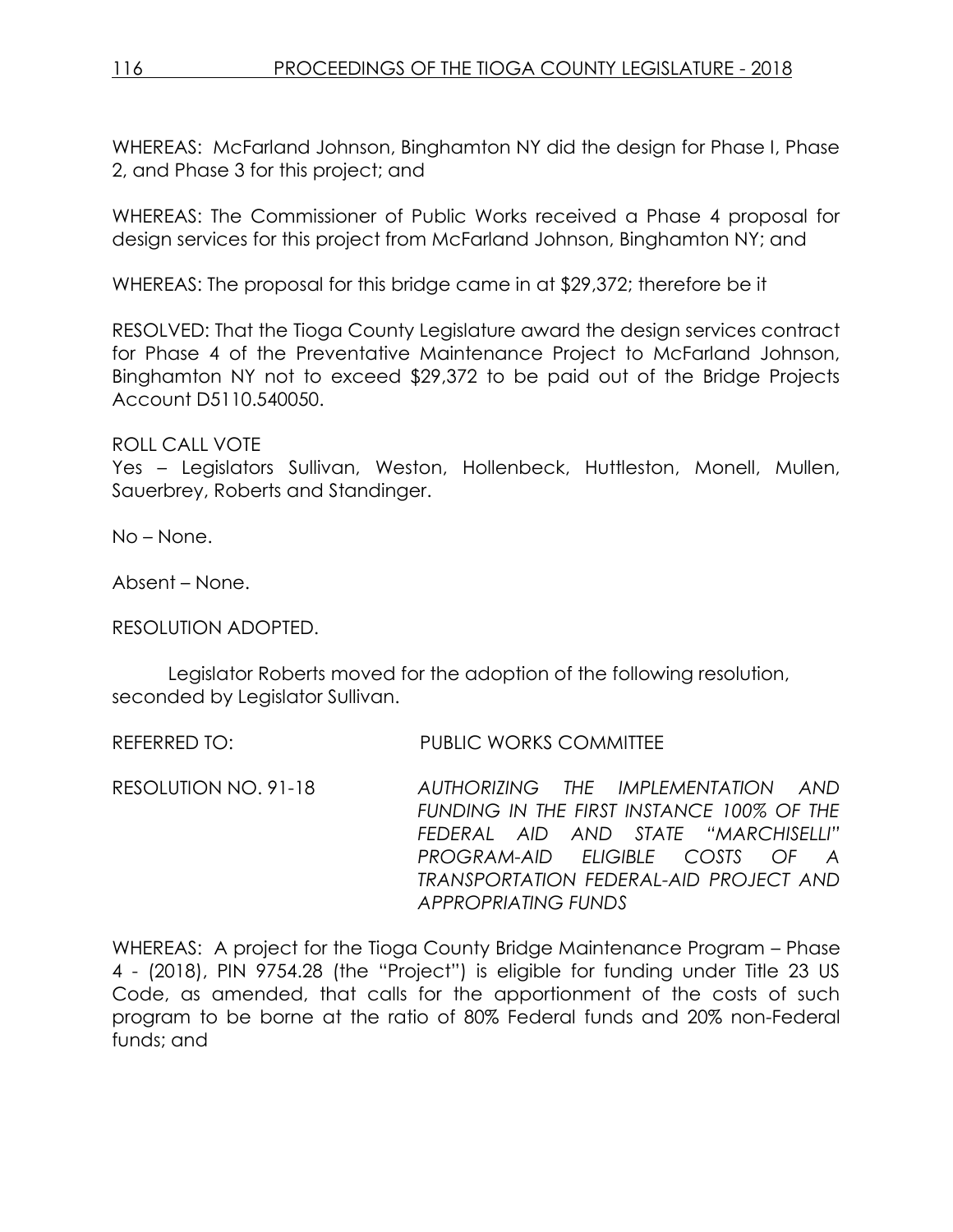WHEREAS: McFarland Johnson, Binghamton NY did the design for Phase I, Phase 2, and Phase 3 for this project; and

WHEREAS: The Commissioner of Public Works received a Phase 4 proposal for design services for this project from McFarland Johnson, Binghamton NY; and

WHEREAS: The proposal for this bridge came in at $29,372; therefore be it

RESOLVED: That the Tioga County Legislature award the design services contract for Phase 4 of the Preventative Maintenance Project to McFarland Johnson, Binghamton NY not to exceed $29,372 to be paid out of the Bridge Projects Account D5110.540050.

ROLL CALL VOTE
Yes – Legislators Sullivan, Weston, Hollenbeck, Huttleston, Monell, Mullen, Sauerbrey, Roberts and Standinger.

No – None.

Absent – None.

RESOLUTION ADOPTED.

Legislator Roberts moved for the adoption of the following resolution, seconded by Legislator Sullivan.

REFERRED TO: PUBLIC WORKS COMMITTEE

RESOLUTION NO. 91-18 *AUTHORIZING THE IMPLEMENTATION AND FUNDING IN THE FIRST INSTANCE 100% OF THE FEDERAL AID AND STATE "MARCHISELLI" PROGRAM-AID ELIGIBLE COSTS OF A TRANSPORTATION FEDERAL-AID PROJECT AND APPROPRIATING FUNDS*

WHEREAS: A project for the Tioga County Bridge Maintenance Program – Phase 4 - (2018), PIN 9754.28 (the "Project") is eligible for funding under Title 23 US Code, as amended, that calls for the apportionment of the costs of such program to be borne at the ratio of 80% Federal funds and 20% non-Federal funds; and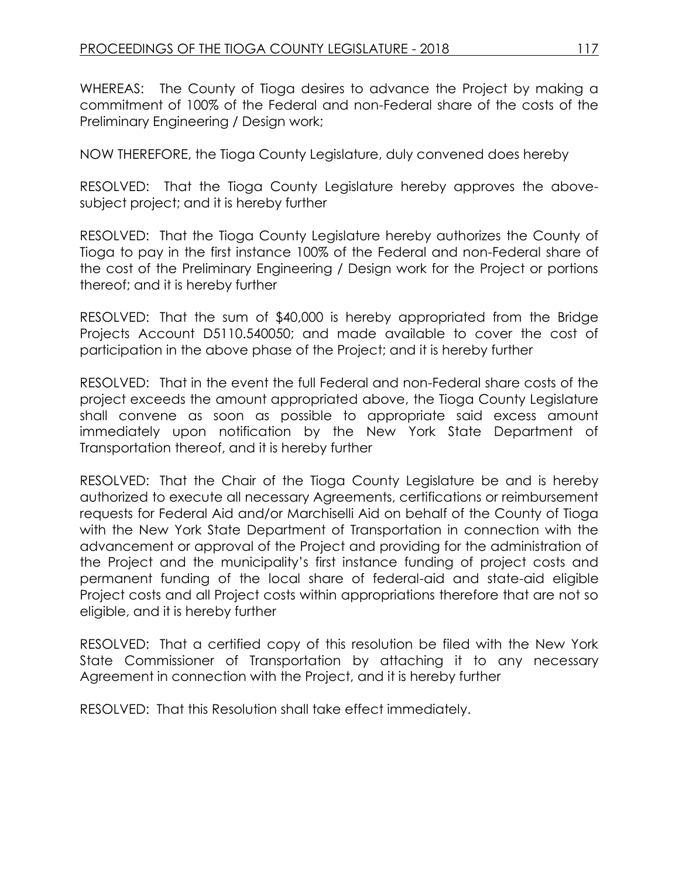WHEREAS: The County of Tioga desires to advance the Project by making a commitment of 100% of the Federal and non-Federal share of the costs of the Preliminary Engineering / Design work;

NOW THEREFORE, the Tioga County Legislature, duly convened does hereby

RESOLVED: That the Tioga County Legislature hereby approves the above-subject project; and it is hereby further

RESOLVED: That the Tioga County Legislature hereby authorizes the County of Tioga to pay in the first instance 100% of the Federal and non-Federal share of the cost of the Preliminary Engineering / Design work for the Project or portions thereof; and it is hereby further

RESOLVED: That the sum of $40,000 is hereby appropriated from the Bridge Projects Account D5110.540050; and made available to cover the cost of participation in the above phase of the Project; and it is hereby further

RESOLVED: That in the event the full Federal and non-Federal share costs of the project exceeds the amount appropriated above, the Tioga County Legislature shall convene as soon as possible to appropriate said excess amount immediately upon notification by the New York State Department of Transportation thereof, and it is hereby further

RESOLVED: That the Chair of the Tioga County Legislature be and is hereby authorized to execute all necessary Agreements, certifications or reimbursement requests for Federal Aid and/or Marchiselli Aid on behalf of the County of Tioga with the New York State Department of Transportation in connection with the advancement or approval of the Project and providing for the administration of the Project and the municipality's first instance funding of project costs and permanent funding of the local share of federal-aid and state-aid eligible Project costs and all Project costs within appropriations therefore that are not so eligible, and it is hereby further

RESOLVED: That a certified copy of this resolution be filed with the New York State Commissioner of Transportation by attaching it to any necessary Agreement in connection with the Project, and it is hereby further

RESOLVED: That this Resolution shall take effect immediately.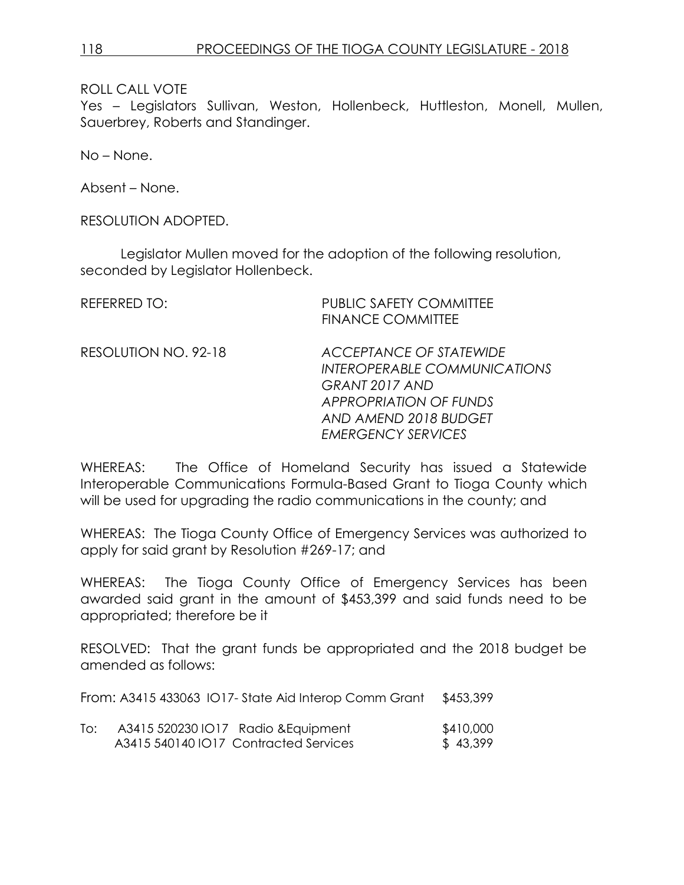ROLL CALL VOTE

Yes – Legislators Sullivan, Weston, Hollenbeck, Huttleston, Monell, Mullen, Sauerbrey, Roberts and Standinger.

No – None.

Absent – None.

RESOLUTION ADOPTED.

Legislator Mullen moved for the adoption of the following resolution, seconded by Legislator Hollenbeck.

REFERRED TO: PUBLIC SAFETY COMMITTEE
FINANCE COMMITTEE

RESOLUTION NO. 92-18 *ACCEPTANCE OF STATEWIDE INTEROPERABLE COMMUNICATIONS GRANT 2017 AND APPROPRIATION OF FUNDS AND AMEND 2018 BUDGET EMERGENCY SERVICES*

WHEREAS: The Office of Homeland Security has issued a Statewide Interoperable Communications Formula-Based Grant to Tioga County which will be used for upgrading the radio communications in the county; and

WHEREAS: The Tioga County Office of Emergency Services was authorized to apply for said grant by Resolution #269-17; and

WHEREAS: The Tioga County Office of Emergency Services has been awarded said grant in the amount of $453,399 and said funds need to be appropriated; therefore be it

RESOLVED: That the grant funds be appropriated and the 2018 budget be amended as follows:

| | | |
|---|---|---|
| From: | A3415 433063 IO17- State Aid Interop Comm Grant | $453,399 |
| To: | A3415 520230 IO17 Radio &Equipment | $410,000 |
| | A3415 540140 IO17 Contracted Services | $ 43,399 |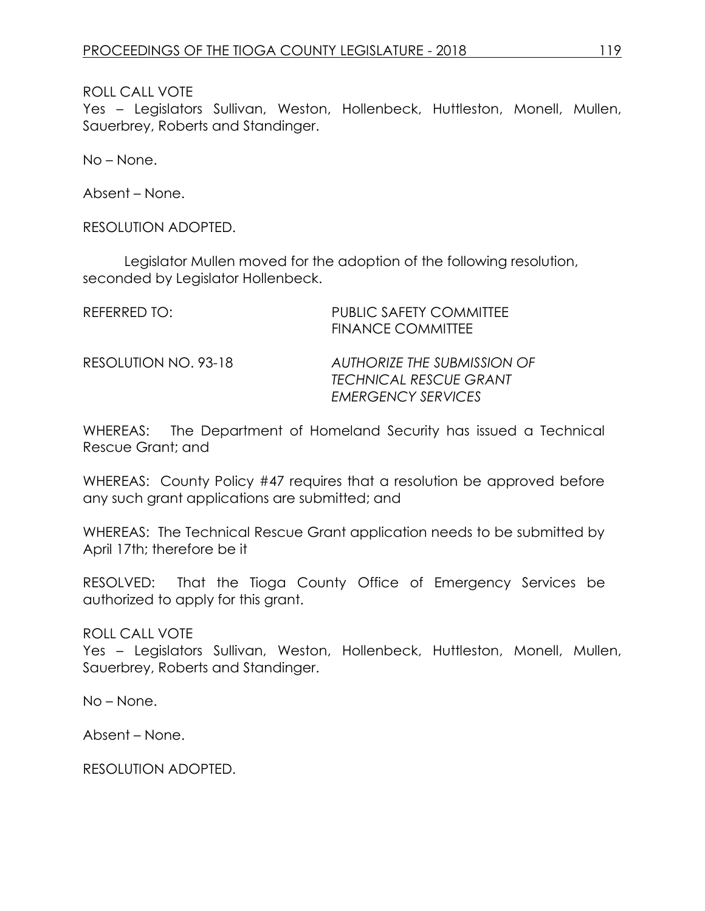ROLL CALL VOTE
Yes – Legislators Sullivan, Weston, Hollenbeck, Huttleston, Monell, Mullen, Sauerbrey, Roberts and Standinger.

No – None.

Absent – None.

RESOLUTION ADOPTED.

Legislator Mullen moved for the adoption of the following resolution, seconded by Legislator Hollenbeck.

REFERRED TO: PUBLIC SAFETY COMMITTEE
FINANCE COMMITTEE

RESOLUTION NO. 93-18 *AUTHORIZE THE SUBMISSION OF TECHNICAL RESCUE GRANT EMERGENCY SERVICES*

WHEREAS: The Department of Homeland Security has issued a Technical Rescue Grant; and

WHEREAS: County Policy #47 requires that a resolution be approved before any such grant applications are submitted; and

WHEREAS: The Technical Rescue Grant application needs to be submitted by April 17th; therefore be it

RESOLVED: That the Tioga County Office of Emergency Services be authorized to apply for this grant.

ROLL CALL VOTE
Yes – Legislators Sullivan, Weston, Hollenbeck, Huttleston, Monell, Mullen, Sauerbrey, Roberts and Standinger.

No – None.

Absent – None.

RESOLUTION ADOPTED.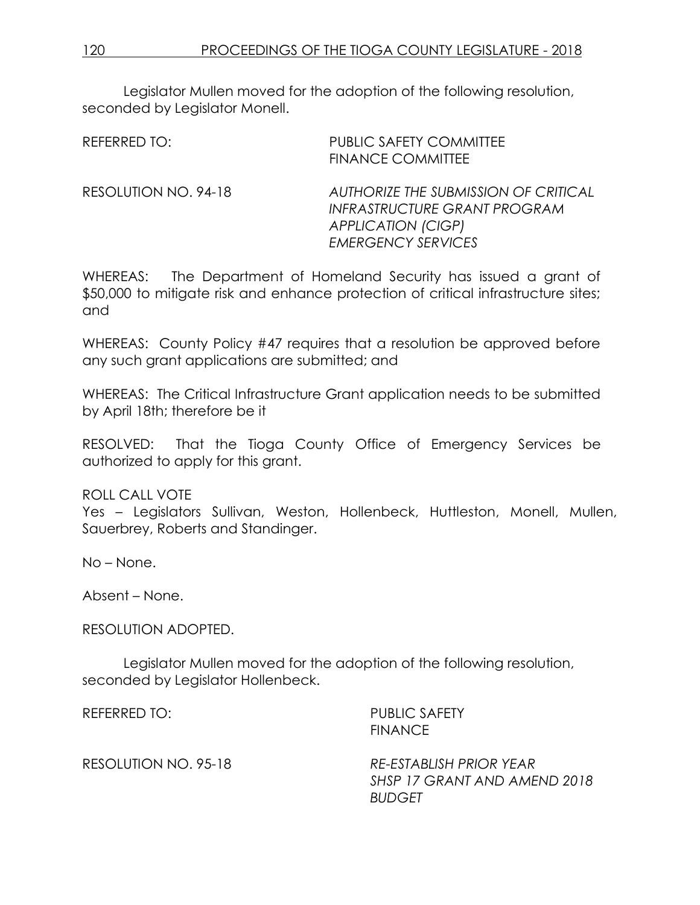Legislator Mullen moved for the adoption of the following resolution, seconded by Legislator Monell.

REFERRED TO: PUBLIC SAFETY COMMITTEE
FINANCE COMMITTEE

RESOLUTION NO. 94-18 *AUTHORIZE THE SUBMISSION OF CRITICAL INFRASTRUCTURE GRANT PROGRAM APPLICATION (CIGP) EMERGENCY SERVICES*

WHEREAS: The Department of Homeland Security has issued a grant of $50,000 to mitigate risk and enhance protection of critical infrastructure sites; and

WHEREAS: County Policy #47 requires that a resolution be approved before any such grant applications are submitted; and

WHEREAS: The Critical Infrastructure Grant application needs to be submitted by April 18th; therefore be it

RESOLVED: That the Tioga County Office of Emergency Services be authorized to apply for this grant.

ROLL CALL VOTE
Yes – Legislators Sullivan, Weston, Hollenbeck, Huttleston, Monell, Mullen, Sauerbrey, Roberts and Standinger.

No – None.

Absent – None.

RESOLUTION ADOPTED.

Legislator Mullen moved for the adoption of the following resolution, seconded by Legislator Hollenbeck.

REFERRED TO: PUBLIC SAFETY
FINANCE

RESOLUTION NO. 95-18 *RE-ESTABLISH PRIOR YEAR SHSP 17 GRANT AND AMEND 2018 BUDGET*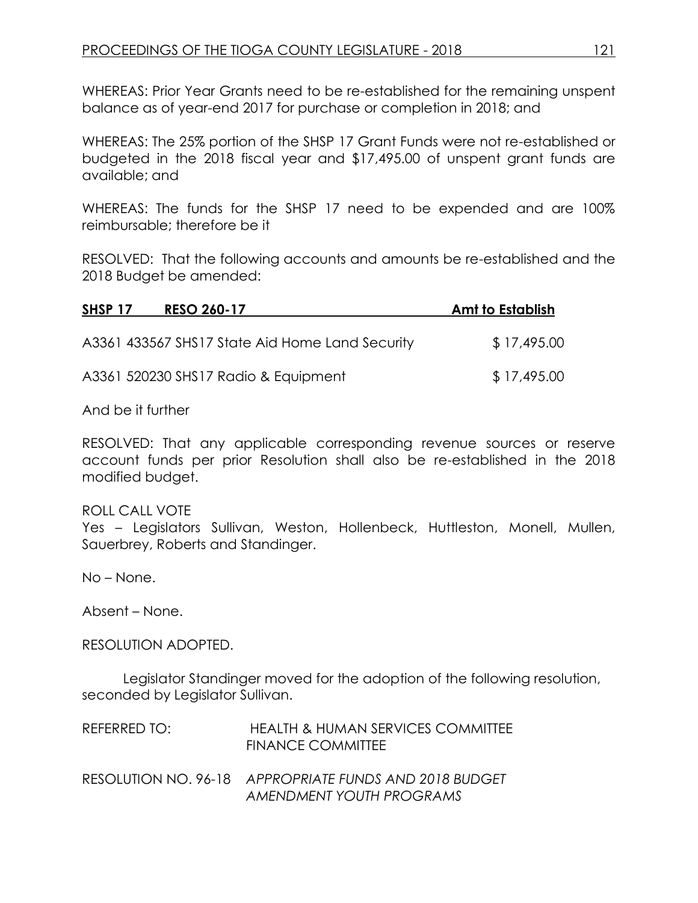WHEREAS: Prior Year Grants need to be re-established for the remaining unspent balance as of year-end 2017 for purchase or completion in 2018; and

WHEREAS: The 25% portion of the SHSP 17 Grant Funds were not re-established or budgeted in the 2018 fiscal year and $17,495.00 of unspent grant funds are available; and

WHEREAS: The funds for the SHSP 17 need to be expended and are 100% reimbursable; therefore be it

RESOLVED: That the following accounts and amounts be re-established and the 2018 Budget be amended:

| **SHSP 17 RESO 260-17** | **Amt to Establish** |
|---|---|
| A3361 433567 SHS17 State Aid Home Land Security | $ 17,495.00 |
| A3361 520230 SHS17 Radio & Equipment | $ 17,495.00 |

And be it further

RESOLVED: That any applicable corresponding revenue sources or reserve account funds per prior Resolution shall also be re-established in the 2018 modified budget.

ROLL CALL VOTE
Yes – Legislators Sullivan, Weston, Hollenbeck, Huttleston, Monell, Mullen, Sauerbrey, Roberts and Standinger.

No – None.

Absent – None.

RESOLUTION ADOPTED.

Legislator Standinger moved for the adoption of the following resolution, seconded by Legislator Sullivan.

REFERRED TO: HEALTH & HUMAN SERVICES COMMITTEE
FINANCE COMMITTEE

RESOLUTION NO. 96-18 *APPROPRIATE FUNDS AND 2018 BUDGET AMENDMENT YOUTH PROGRAMS*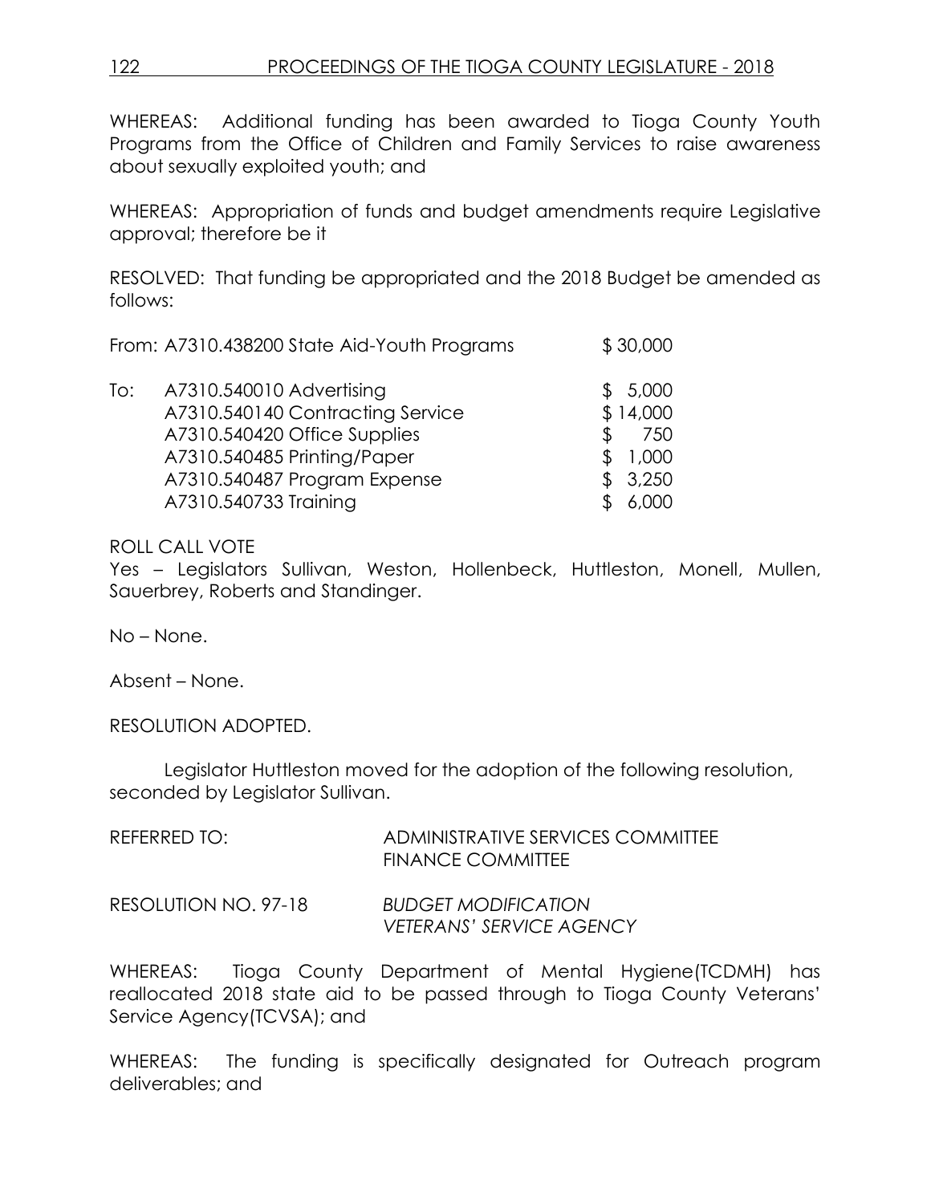WHEREAS: Additional funding has been awarded to Tioga County Youth Programs from the Office of Children and Family Services to raise awareness about sexually exploited youth; and

WHEREAS: Appropriation of funds and budget amendments require Legislative approval; therefore be it

RESOLVED: That funding be appropriated and the 2018 Budget be amended as follows:

| | | |
|---|---|---|
| From: | A7310.438200 State Aid-Youth Programs | $ 30,000 |
| To: | A7310.540010 Advertising | $ 5,000 |
| | A7310.540140 Contracting Service | $ 14,000 |
| | A7310.540420 Office Supplies | $ 750 |
| | A7310.540485 Printing/Paper | $ 1,000 |
| | A7310.540487 Program Expense | $ 3,250 |
| | A7310.540733 Training | $ 6,000 |

ROLL CALL VOTE
Yes – Legislators Sullivan, Weston, Hollenbeck, Huttleston, Monell, Mullen, Sauerbrey, Roberts and Standinger.

No – None.

Absent – None.

RESOLUTION ADOPTED.

Legislator Huttleston moved for the adoption of the following resolution, seconded by Legislator Sullivan.

REFERRED TO: ADMINISTRATIVE SERVICES COMMITTEE
FINANCE COMMITTEE

RESOLUTION NO. 97-18 *BUDGET MODIFICATION*
*VETERANS' SERVICE AGENCY*

WHEREAS: Tioga County Department of Mental Hygiene(TCDMH) has reallocated 2018 state aid to be passed through to Tioga County Veterans' Service Agency(TCVSA); and

WHEREAS: The funding is specifically designated for Outreach program deliverables; and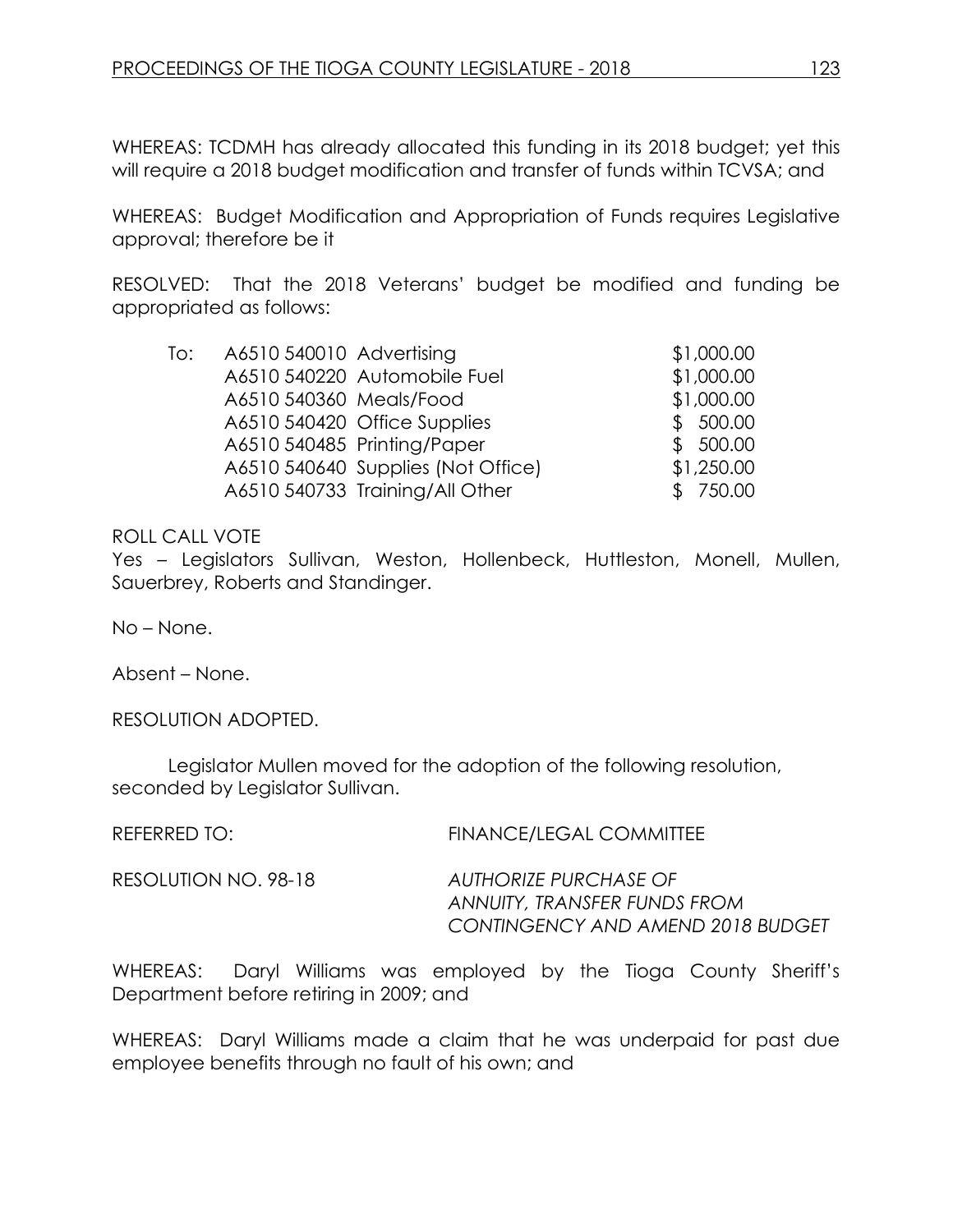WHEREAS: TCDMH has already allocated this funding in its 2018 budget; yet this will require a 2018 budget modification and transfer of funds within TCVSA; and

WHEREAS: Budget Modification and Appropriation of Funds requires Legislative approval; therefore be it

RESOLVED: That the 2018 Veterans' budget be modified and funding be appropriated as follows:

| To: | A6510 540010 Advertising | $1,000.00 |
|---|---|---|
| | A6510 540220 Automobile Fuel | $1,000.00 |
| | A6510 540360 Meals/Food | $1,000.00 |
| | A6510 540420 Office Supplies | $ 500.00 |
| | A6510 540485 Printing/Paper | $ 500.00 |
| | A6510 540640 Supplies (Not Office) | $1,250.00 |
| | A6510 540733 Training/All Other | $ 750.00 |

ROLL CALL VOTE
Yes – Legislators Sullivan, Weston, Hollenbeck, Huttleston, Monell, Mullen, Sauerbrey, Roberts and Standinger.

No – None.

Absent – None.

RESOLUTION ADOPTED.

Legislator Mullen moved for the adoption of the following resolution, seconded by Legislator Sullivan.

REFERRED TO: FINANCE/LEGAL COMMITTEE

RESOLUTION NO. 98-18 *AUTHORIZE PURCHASE OF ANNUITY, TRANSFER FUNDS FROM CONTINGENCY AND AMEND 2018 BUDGET*

WHEREAS: Daryl Williams was employed by the Tioga County Sheriff's Department before retiring in 2009; and

WHEREAS: Daryl Williams made a claim that he was underpaid for past due employee benefits through no fault of his own; and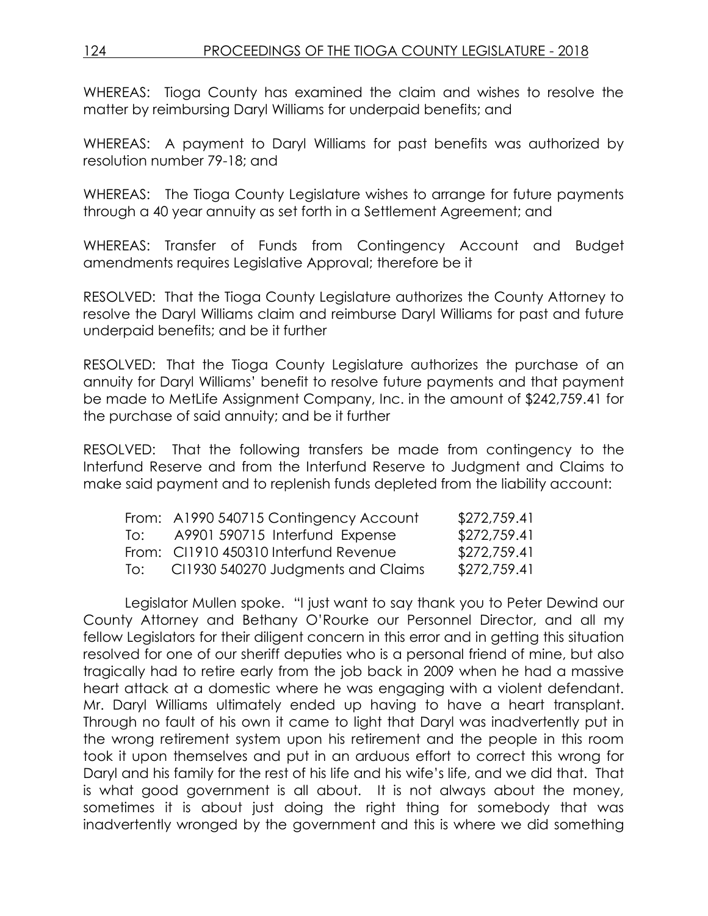WHEREAS: Tioga County has examined the claim and wishes to resolve the matter by reimbursing Daryl Williams for underpaid benefits; and

WHEREAS: A payment to Daryl Williams for past benefits was authorized by resolution number 79-18; and

WHEREAS: The Tioga County Legislature wishes to arrange for future payments through a 40 year annuity as set forth in a Settlement Agreement; and

WHEREAS: Transfer of Funds from Contingency Account and Budget amendments requires Legislative Approval; therefore be it

RESOLVED: That the Tioga County Legislature authorizes the County Attorney to resolve the Daryl Williams claim and reimburse Daryl Williams for past and future underpaid benefits; and be it further

RESOLVED: That the Tioga County Legislature authorizes the purchase of an annuity for Daryl Williams' benefit to resolve future payments and that payment be made to MetLife Assignment Company, Inc. in the amount of $242,759.41 for the purchase of said annuity; and be it further

RESOLVED: That the following transfers be made from contingency to the Interfund Reserve and from the Interfund Reserve to Judgment and Claims to make said payment and to replenish funds depleted from the liability account:

| | | |
|---|---|---|
| From: | A1990 540715 Contingency Account | $272,759.41 |
| To: | A9901 590715 Interfund Expense | $272,759.41 |
| From: | CI1910 450310 Interfund Revenue | $272,759.41 |
| To: | CI1930 540270 Judgments and Claims | $272,759.41 |

Legislator Mullen spoke. "I just want to say thank you to Peter Dewind our County Attorney and Bethany O'Rourke our Personnel Director, and all my fellow Legislators for their diligent concern in this error and in getting this situation resolved for one of our sheriff deputies who is a personal friend of mine, but also tragically had to retire early from the job back in 2009 when he had a massive heart attack at a domestic where he was engaging with a violent defendant. Mr. Daryl Williams ultimately ended up having to have a heart transplant. Through no fault of his own it came to light that Daryl was inadvertently put in the wrong retirement system upon his retirement and the people in this room took it upon themselves and put in an arduous effort to correct this wrong for Daryl and his family for the rest of his life and his wife's life, and we did that. That is what good government is all about. It is not always about the money, sometimes it is about just doing the right thing for somebody that was inadvertently wronged by the government and this is where we did something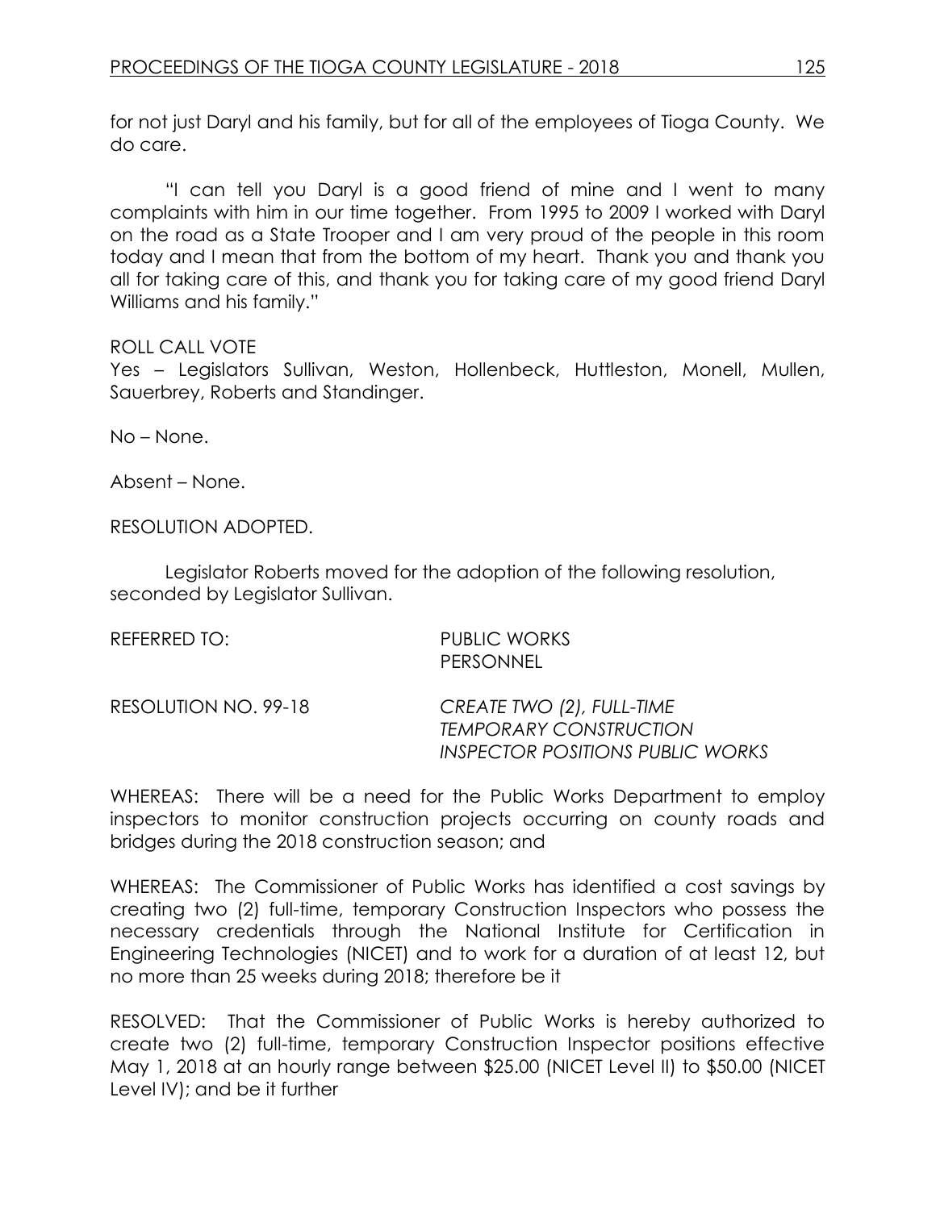for not just Daryl and his family, but for all of the employees of Tioga County. We do care.

"I can tell you Daryl is a good friend of mine and I went to many complaints with him in our time together. From 1995 to 2009 I worked with Daryl on the road as a State Trooper and I am very proud of the people in this room today and I mean that from the bottom of my heart. Thank you and thank you all for taking care of this, and thank you for taking care of my good friend Daryl Williams and his family."

ROLL CALL VOTE
Yes – Legislators Sullivan, Weston, Hollenbeck, Huttleston, Monell, Mullen, Sauerbrey, Roberts and Standinger.

No – None.

Absent – None.

RESOLUTION ADOPTED.

Legislator Roberts moved for the adoption of the following resolution, seconded by Legislator Sullivan.

REFERRED TO: PUBLIC WORKS
PERSONNEL

RESOLUTION NO. 99-18 *CREATE TWO (2), FULL-TIME TEMPORARY CONSTRUCTION INSPECTOR POSITIONS PUBLIC WORKS*

WHEREAS: There will be a need for the Public Works Department to employ inspectors to monitor construction projects occurring on county roads and bridges during the 2018 construction season; and

WHEREAS: The Commissioner of Public Works has identified a cost savings by creating two (2) full-time, temporary Construction Inspectors who possess the necessary credentials through the National Institute for Certification in Engineering Technologies (NICET) and to work for a duration of at least 12, but no more than 25 weeks during 2018; therefore be it

RESOLVED: That the Commissioner of Public Works is hereby authorized to create two (2) full-time, temporary Construction Inspector positions effective May 1, 2018 at an hourly range between $25.00 (NICET Level II) to $50.00 (NICET Level IV); and be it further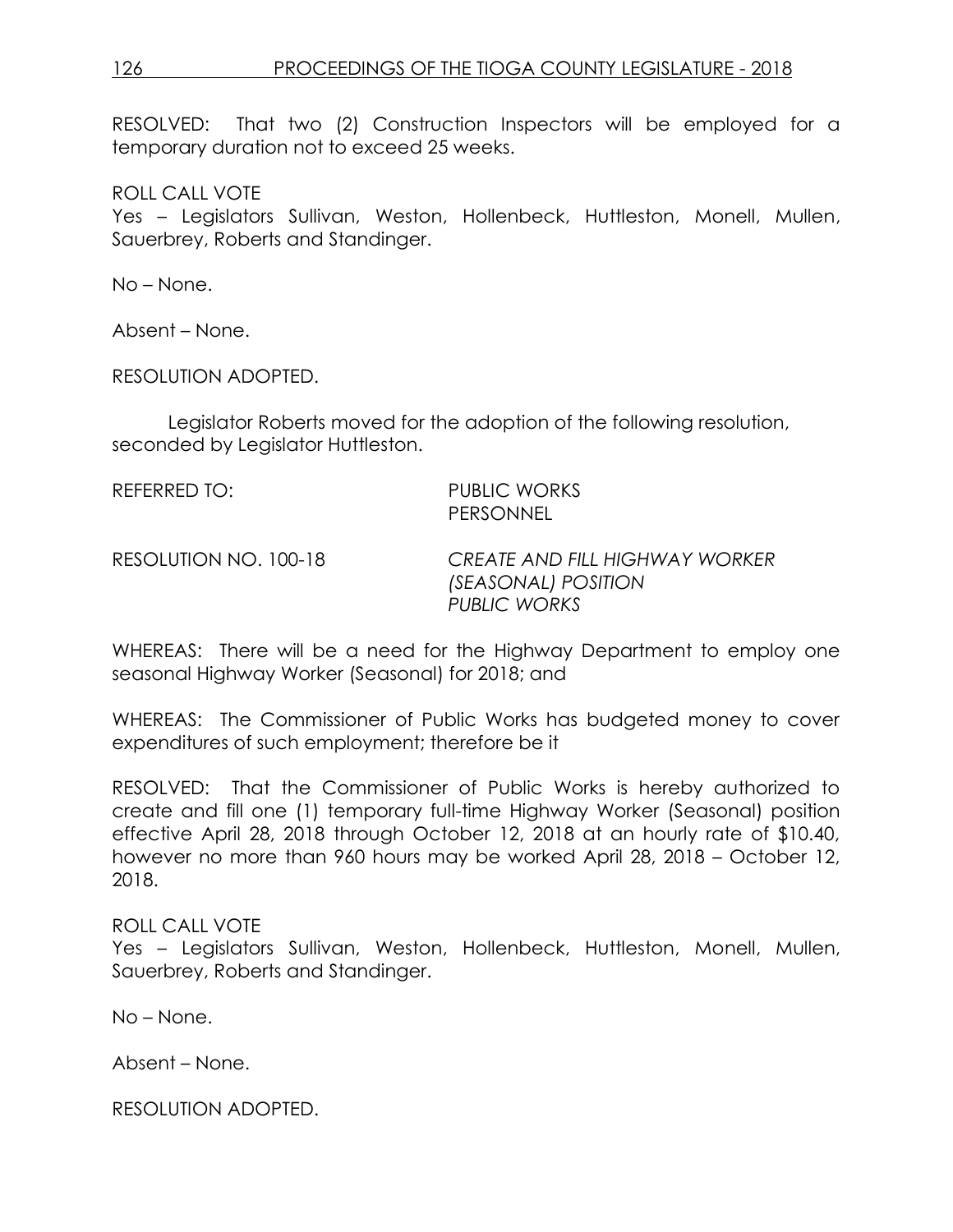RESOLVED: That two (2) Construction Inspectors will be employed for a temporary duration not to exceed 25 weeks.

ROLL CALL VOTE
Yes – Legislators Sullivan, Weston, Hollenbeck, Huttleston, Monell, Mullen, Sauerbrey, Roberts and Standinger.

No – None.

Absent – None.

RESOLUTION ADOPTED.

Legislator Roberts moved for the adoption of the following resolution, seconded by Legislator Huttleston.

REFERRED TO: PUBLIC WORKS
PERSONNEL

RESOLUTION NO. 100-18 *CREATE AND FILL HIGHWAY WORKER (SEASONAL) POSITION PUBLIC WORKS*

WHEREAS: There will be a need for the Highway Department to employ one seasonal Highway Worker (Seasonal) for 2018; and

WHEREAS: The Commissioner of Public Works has budgeted money to cover expenditures of such employment; therefore be it

RESOLVED: That the Commissioner of Public Works is hereby authorized to create and fill one (1) temporary full-time Highway Worker (Seasonal) position effective April 28, 2018 through October 12, 2018 at an hourly rate of $10.40, however no more than 960 hours may be worked April 28, 2018 – October 12, 2018.

ROLL CALL VOTE
Yes – Legislators Sullivan, Weston, Hollenbeck, Huttleston, Monell, Mullen, Sauerbrey, Roberts and Standinger.

No – None.

Absent – None.

RESOLUTION ADOPTED.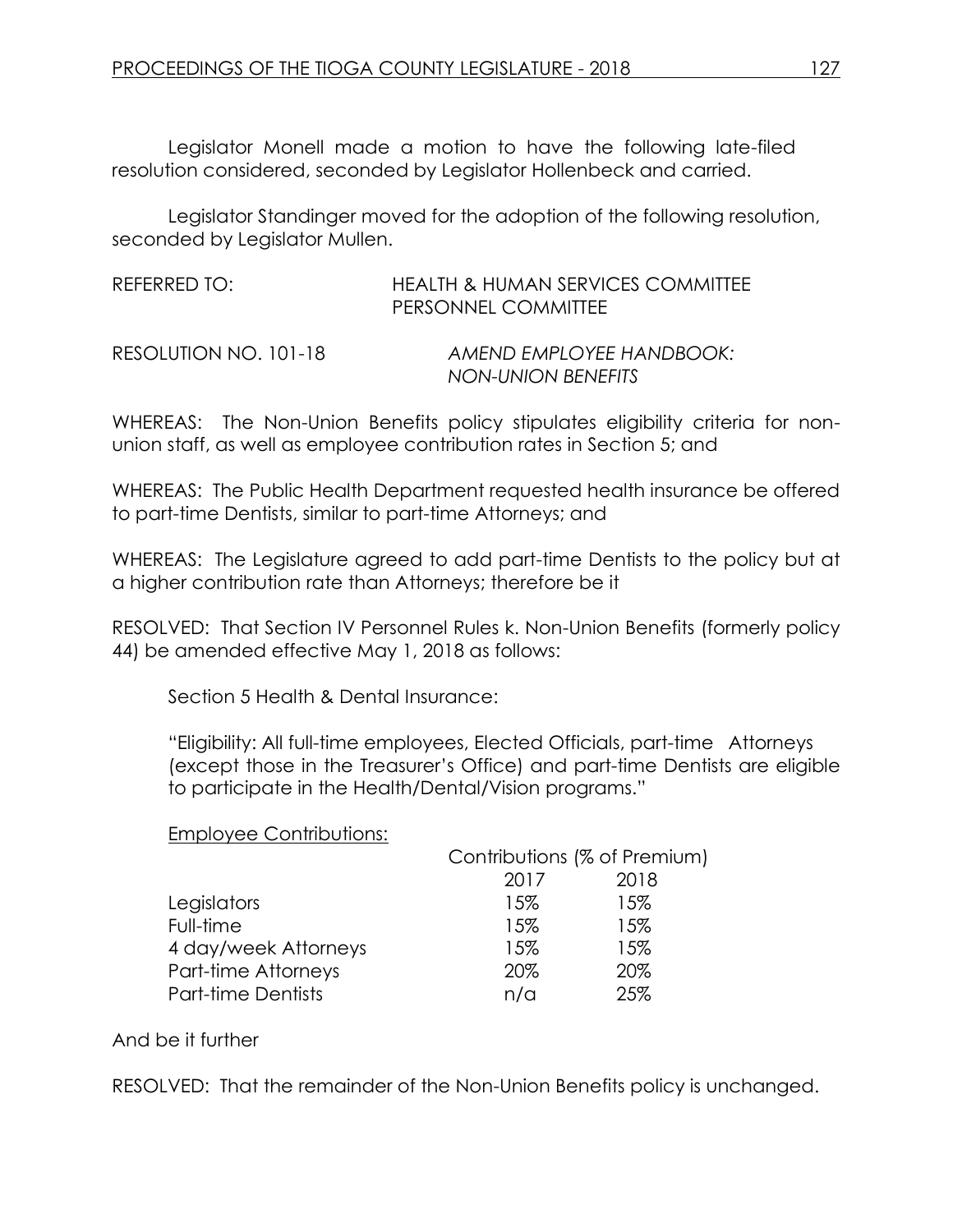Legislator Monell made a motion to have the following late-filed resolution considered, seconded by Legislator Hollenbeck and carried.

Legislator Standinger moved for the adoption of the following resolution, seconded by Legislator Mullen.

REFERRED TO: HEALTH & HUMAN SERVICES COMMITTEE
PERSONNEL COMMITTEE

RESOLUTION NO. 101-18 *AMEND EMPLOYEE HANDBOOK: NON-UNION BENEFITS*

WHEREAS: The Non-Union Benefits policy stipulates eligibility criteria for non-union staff, as well as employee contribution rates in Section 5; and

WHEREAS: The Public Health Department requested health insurance be offered to part-time Dentists, similar to part-time Attorneys; and

WHEREAS: The Legislature agreed to add part-time Dentists to the policy but at a higher contribution rate than Attorneys; therefore be it

RESOLVED: That Section IV Personnel Rules k. Non-Union Benefits (formerly policy 44) be amended effective May 1, 2018 as follows:

Section 5 Health & Dental Insurance:

"Eligibility: All full-time employees, Elected Officials, part-time Attorneys (except those in the Treasurer's Office) and part-time Dentists are eligible to participate in the Health/Dental/Vision programs."

Employee Contributions:

| | Contributions (% of Premium) | |
|---|---|---|
| | 2017 | 2018 |
| Legislators | 15% | 15% |
| Full-time | 15% | 15% |
| 4 day/week Attorneys | 15% | 15% |
| Part-time Attorneys | 20% | 20% |
| Part-time Dentists | n/a | 25% |

And be it further

RESOLVED: That the remainder of the Non-Union Benefits policy is unchanged.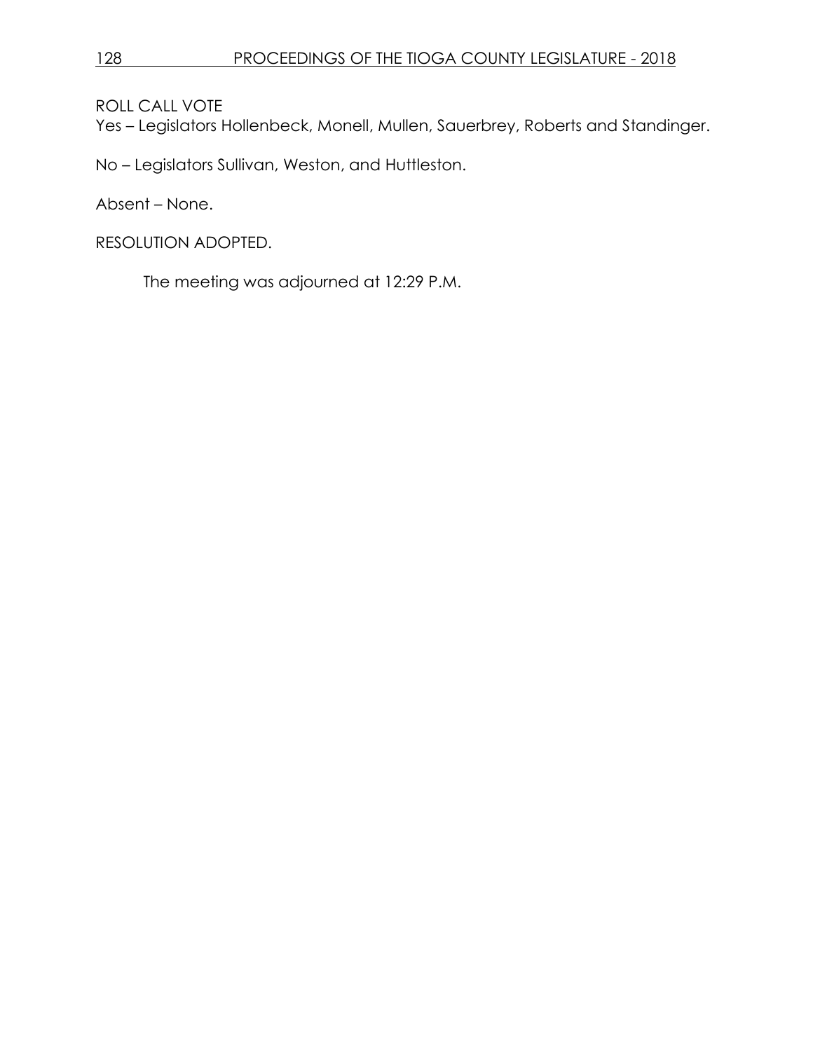ROLL CALL VOTE

Yes – Legislators Hollenbeck, Monell, Mullen, Sauerbrey, Roberts and Standinger.

No – Legislators Sullivan, Weston, and Huttleston.

Absent – None.

RESOLUTION ADOPTED.

The meeting was adjourned at 12:29 P.M.